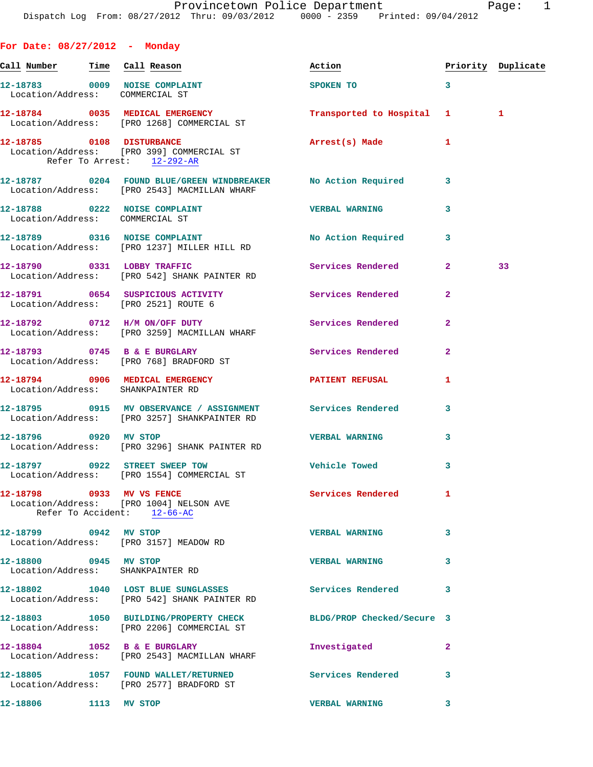Provincetown Police Department
Dispatch Log From: 08/27/2012 Thru: 09/03/2012 0000 - 2359 Printed: 09/04/2012

## For Date: 08/27/2012 - Monday

| Call Number | Time | Call Reason | Action | Priority | Duplicate |
|---|---|---|---|---|---|
| 12-18783 | 0009 | NOISE COMPLAINT<br>Location/Address: COMMERCIAL ST | SPOKEN TO | 3 | |
| 12-18784 | 0035 | MEDICAL EMERGENCY<br>Location/Address: [PRO 1268] COMMERCIAL ST | Transported to Hospital | 1 | 1 |
| 12-18785 | 0108 | DISTURBANCE<br>Location/Address: [PRO 399] COMMERCIAL ST<br>Refer To Arrest: 12-292-AR | Arrest(s) Made | 1 | |
| 12-18787 | 0204 | FOUND BLUE/GREEN WINDBREAKER<br>Location/Address: [PRO 2543] MACMILLAN WHARF | No Action Required | 3 | |
| 12-18788 | 0222 | NOISE COMPLAINT<br>Location/Address: COMMERCIAL ST | VERBAL WARNING | 3 | |
| 12-18789 | 0316 | NOISE COMPLAINT<br>Location/Address: [PRO 1237] MILLER HILL RD | No Action Required | 3 | |
| 12-18790 | 0331 | LOBBY TRAFFIC<br>Location/Address: [PRO 542] SHANK PAINTER RD | Services Rendered | 2 | 33 |
| 12-18791 | 0654 | SUSPICIOUS ACTIVITY<br>Location/Address: [PRO 2521] ROUTE 6 | Services Rendered | 2 | |
| 12-18792 | 0712 | H/M ON/OFF DUTY<br>Location/Address: [PRO 3259] MACMILLAN WHARF | Services Rendered | 2 | |
| 12-18793 | 0745 | B & E BURGLARY<br>Location/Address: [PRO 768] BRADFORD ST | Services Rendered | 2 | |
| 12-18794 | 0906 | MEDICAL EMERGENCY<br>Location/Address: SHANKPAINTER RD | PATIENT REFUSAL | 1 | |
| 12-18795 | 0915 | MV OBSERVANCE / ASSIGNMENT<br>Location/Address: [PRO 3257] SHANKPAINTER RD | Services Rendered | 3 | |
| 12-18796 | 0920 | MV STOP<br>Location/Address: [PRO 3296] SHANK PAINTER RD | VERBAL WARNING | 3 | |
| 12-18797 | 0922 | STREET SWEEP TOW<br>Location/Address: [PRO 1554] COMMERCIAL ST | Vehicle Towed | 3 | |
| 12-18798 | 0933 | MV VS FENCE<br>Location/Address: [PRO 1004] NELSON AVE<br>Refer To Accident: 12-66-AC | Services Rendered | 1 | |
| 12-18799 | 0942 | MV STOP<br>Location/Address: [PRO 3157] MEADOW RD | VERBAL WARNING | 3 | |
| 12-18800 | 0945 | MV STOP<br>Location/Address: SHANKPAINTER RD | VERBAL WARNING | 3 | |
| 12-18802 | 1040 | LOST BLUE SUNGLASSES<br>Location/Address: [PRO 542] SHANK PAINTER RD | Services Rendered | 3 | |
| 12-18803 | 1050 | BUILDING/PROPERTY CHECK<br>Location/Address: [PRO 2206] COMMERCIAL ST | BLDG/PROP Checked/Secure | 3 | |
| 12-18804 | 1052 | B & E BURGLARY<br>Location/Address: [PRO 2543] MACMILLAN WHARF | Investigated | 2 | |
| 12-18805 | 1057 | FOUND WALLET/RETURNED<br>Location/Address: [PRO 2577] BRADFORD ST | Services Rendered | 3 | |
| 12-18806 | 1113 | MV STOP | VERBAL WARNING | 3 | |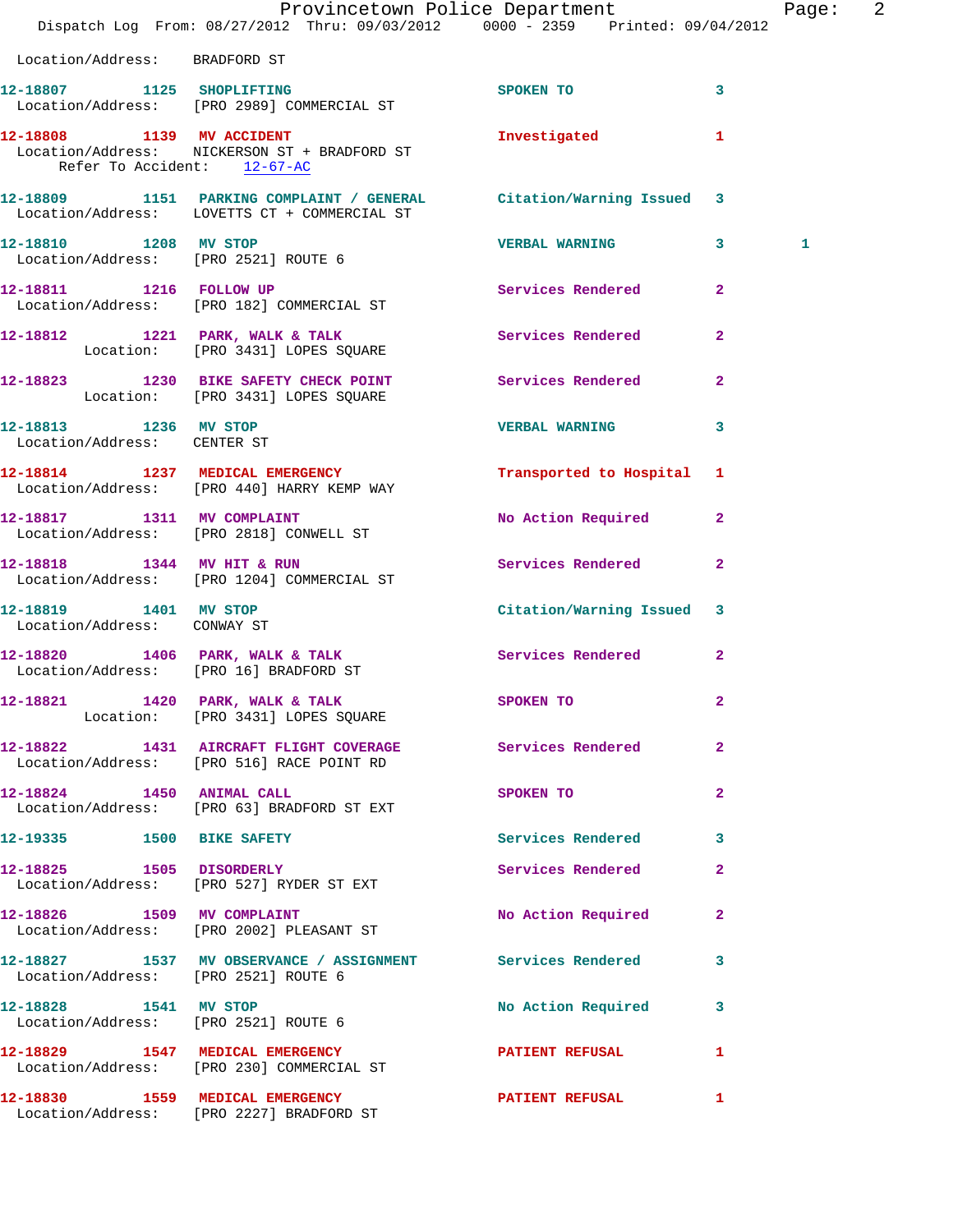Location/Address: BRADFORD ST

12-18807 1125 SHOPLIFTING SPOKEN TO 3
Location/Address: [PRO 2989] COMMERCIAL ST

12-18808 1139 MV ACCIDENT Investigated 1
Location/Address: NICKERSON ST + BRADFORD ST
Refer To Accident: 12-67-AC

12-18809 1151 PARKING COMPLAINT / GENERAL Citation/Warning Issued 3
Location/Address: LOVETTS CT + COMMERCIAL ST

12-18810 1208 MV STOP VERBAL WARNING 3 1
Location/Address: [PRO 2521] ROUTE 6

12-18811 1216 FOLLOW UP Services Rendered 2
Location/Address: [PRO 182] COMMERCIAL ST

12-18812 1221 PARK, WALK & TALK Services Rendered 2
Location: [PRO 3431] LOPES SQUARE

12-18823 1230 BIKE SAFETY CHECK POINT Services Rendered 2
Location: [PRO 3431] LOPES SQUARE

12-18813 1236 MV STOP VERBAL WARNING 3
Location/Address: CENTER ST

12-18814 1237 MEDICAL EMERGENCY Transported to Hospital 1
Location/Address: [PRO 440] HARRY KEMP WAY

12-18817 1311 MV COMPLAINT No Action Required 2
Location/Address: [PRO 2818] CONWELL ST

12-18818 1344 MV HIT & RUN Services Rendered 2
Location/Address: [PRO 1204] COMMERCIAL ST

12-18819 1401 MV STOP Citation/Warning Issued 3
Location/Address: CONWAY ST

12-18820 1406 PARK, WALK & TALK Services Rendered 2
Location/Address: [PRO 16] BRADFORD ST

12-18821 1420 PARK, WALK & TALK SPOKEN TO 2
Location: [PRO 3431] LOPES SQUARE

12-18822 1431 AIRCRAFT FLIGHT COVERAGE Services Rendered 2
Location/Address: [PRO 516] RACE POINT RD

12-18824 1450 ANIMAL CALL SPOKEN TO 2
Location/Address: [PRO 63] BRADFORD ST EXT

12-19335 1500 BIKE SAFETY Services Rendered 3

12-18825 1505 DISORDERLY Services Rendered 2
Location/Address: [PRO 527] RYDER ST EXT

12-18826 1509 MV COMPLAINT No Action Required 2
Location/Address: [PRO 2002] PLEASANT ST

12-18827 1537 MV OBSERVANCE / ASSIGNMENT Services Rendered 3
Location/Address: [PRO 2521] ROUTE 6

12-18828 1541 MV STOP No Action Required 3
Location/Address: [PRO 2521] ROUTE 6

12-18829 1547 MEDICAL EMERGENCY PATIENT REFUSAL 1
Location/Address: [PRO 230] COMMERCIAL ST

12-18830 1559 MEDICAL EMERGENCY PATIENT REFUSAL 1
Location/Address: [PRO 2227] BRADFORD ST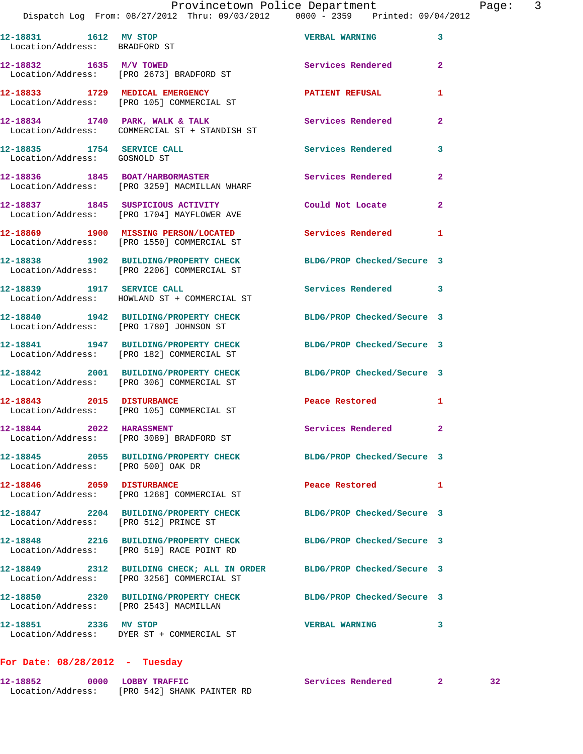12-18831 1612 MV STOP VERBAL WARNING 3
Location/Address: BRADFORD ST

12-18832 1635 M/V TOWED Services Rendered 2
Location/Address: [PRO 2673] BRADFORD ST

12-18833 1729 MEDICAL EMERGENCY PATIENT REFUSAL 1
Location/Address: [PRO 105] COMMERCIAL ST

12-18834 1740 PARK, WALK & TALK Services Rendered 2
Location/Address: COMMERCIAL ST + STANDISH ST

12-18835 1754 SERVICE CALL Services Rendered 3
Location/Address: GOSNOLD ST

12-18836 1845 BOAT/HARBORMASTER Services Rendered 2
Location/Address: [PRO 3259] MACMILLAN WHARF

12-18837 1845 SUSPICIOUS ACTIVITY Could Not Locate 2
Location/Address: [PRO 1704] MAYFLOWER AVE

12-18869 1900 MISSING PERSON/LOCATED Services Rendered 1
Location/Address: [PRO 1550] COMMERCIAL ST

12-18838 1902 BUILDING/PROPERTY CHECK BLDG/PROP Checked/Secure 3
Location/Address: [PRO 2206] COMMERCIAL ST

12-18839 1917 SERVICE CALL Services Rendered 3
Location/Address: HOWLAND ST + COMMERCIAL ST

12-18840 1942 BUILDING/PROPERTY CHECK BLDG/PROP Checked/Secure 3
Location/Address: [PRO 1780] JOHNSON ST

12-18841 1947 BUILDING/PROPERTY CHECK BLDG/PROP Checked/Secure 3
Location/Address: [PRO 182] COMMERCIAL ST

12-18842 2001 BUILDING/PROPERTY CHECK BLDG/PROP Checked/Secure 3
Location/Address: [PRO 306] COMMERCIAL ST

12-18843 2015 DISTURBANCE Peace Restored 1
Location/Address: [PRO 105] COMMERCIAL ST

12-18844 2022 HARASSMENT Services Rendered 2
Location/Address: [PRO 3089] BRADFORD ST

12-18845 2055 BUILDING/PROPERTY CHECK BLDG/PROP Checked/Secure 3
Location/Address: [PRO 500] OAK DR

12-18846 2059 DISTURBANCE Peace Restored 1
Location/Address: [PRO 1268] COMMERCIAL ST

12-18847 2204 BUILDING/PROPERTY CHECK BLDG/PROP Checked/Secure 3
Location/Address: [PRO 512] PRINCE ST

12-18848 2216 BUILDING/PROPERTY CHECK BLDG/PROP Checked/Secure 3
Location/Address: [PRO 519] RACE POINT RD

12-18849 2312 BUILDING CHECK; ALL IN ORDER BLDG/PROP Checked/Secure 3
Location/Address: [PRO 3256] COMMERCIAL ST

12-18850 2320 BUILDING/PROPERTY CHECK BLDG/PROP Checked/Secure 3
Location/Address: [PRO 2543] MACMILLAN

12-18851 2336 MV STOP VERBAL WARNING 3
Location/Address: DYER ST + COMMERCIAL ST

**For Date: 08/28/2012 - Tuesday**

12-18852 0000 LOBBY TRAFFIC Services Rendered 2 32
Location/Address: [PRO 542] SHANK PAINTER RD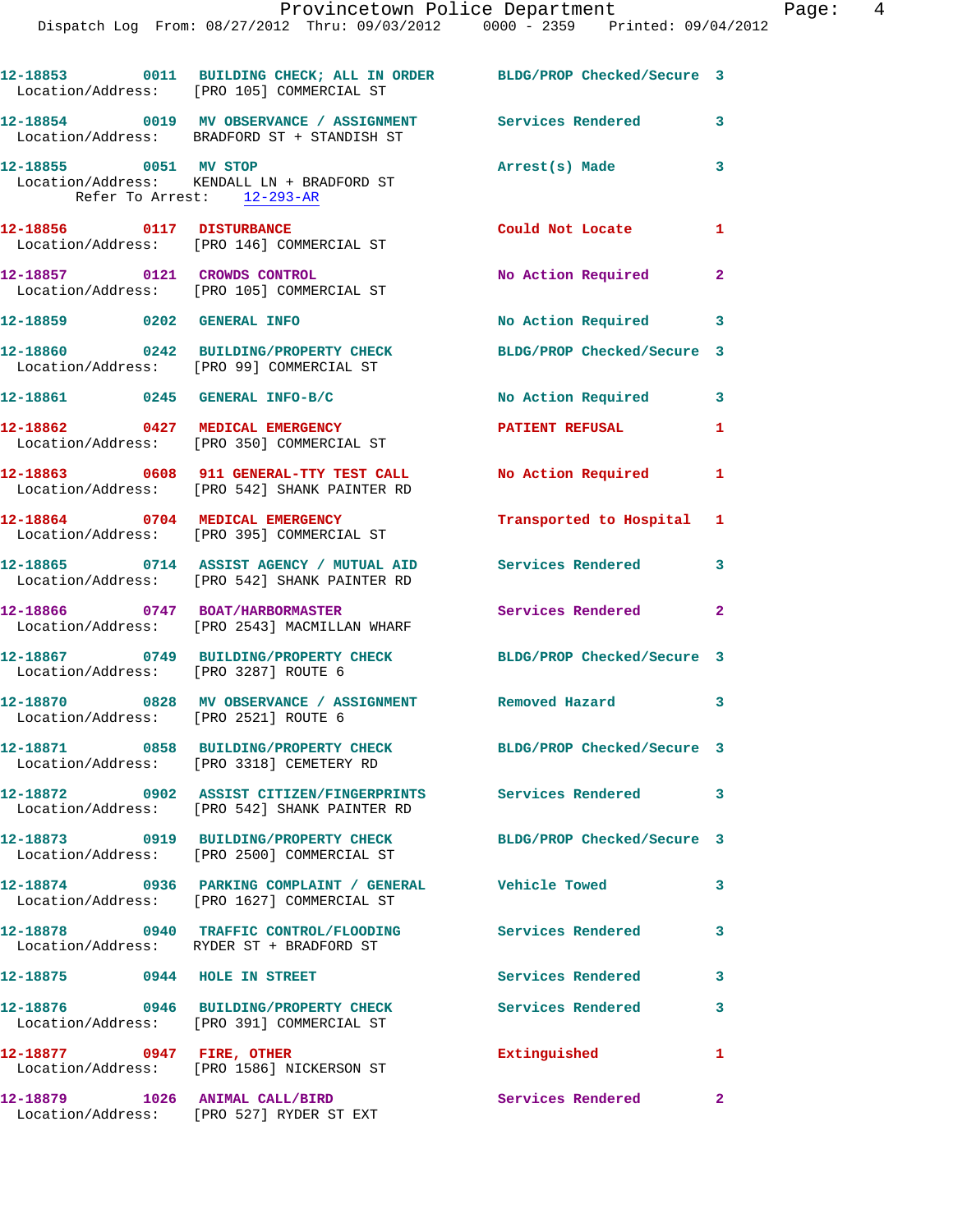12-18853 0011 BUILDING CHECK; ALL IN ORDER BLDG/PROP Checked/Secure 3
Location/Address: [PRO 105] COMMERCIAL ST

12-18854 0019 MV OBSERVANCE / ASSIGNMENT Services Rendered 3
Location/Address: BRADFORD ST + STANDISH ST

12-18855 0051 MV STOP Arrest(s) Made 3
Location/Address: KENDALL LN + BRADFORD ST
Refer To Arrest: 12-293-AR

12-18856 0117 DISTURBANCE Could Not Locate 1
Location/Address: [PRO 146] COMMERCIAL ST

12-18857 0121 CROWDS CONTROL No Action Required 2
Location/Address: [PRO 105] COMMERCIAL ST

12-18859 0202 GENERAL INFO No Action Required 3

12-18860 0242 BUILDING/PROPERTY CHECK BLDG/PROP Checked/Secure 3
Location/Address: [PRO 99] COMMERCIAL ST

12-18861 0245 GENERAL INFO-B/C No Action Required 3

12-18862 0427 MEDICAL EMERGENCY PATIENT REFUSAL 1
Location/Address: [PRO 350] COMMERCIAL ST

12-18863 0608 911 GENERAL-TTY TEST CALL No Action Required 1
Location/Address: [PRO 542] SHANK PAINTER RD

12-18864 0704 MEDICAL EMERGENCY Transported to Hospital 1
Location/Address: [PRO 395] COMMERCIAL ST

12-18865 0714 ASSIST AGENCY / MUTUAL AID Services Rendered 3
Location/Address: [PRO 542] SHANK PAINTER RD

12-18866 0747 BOAT/HARBORMASTER Services Rendered 2
Location/Address: [PRO 2543] MACMILLAN WHARF

12-18867 0749 BUILDING/PROPERTY CHECK BLDG/PROP Checked/Secure 3
Location/Address: [PRO 3287] ROUTE 6

12-18870 0828 MV OBSERVANCE / ASSIGNMENT Removed Hazard 3
Location/Address: [PRO 2521] ROUTE 6

12-18871 0858 BUILDING/PROPERTY CHECK BLDG/PROP Checked/Secure 3
Location/Address: [PRO 3318] CEMETERY RD

12-18872 0902 ASSIST CITIZEN/FINGERPRINTS Services Rendered 3
Location/Address: [PRO 542] SHANK PAINTER RD

12-18873 0919 BUILDING/PROPERTY CHECK BLDG/PROP Checked/Secure 3
Location/Address: [PRO 2500] COMMERCIAL ST

12-18874 0936 PARKING COMPLAINT / GENERAL Vehicle Towed 3
Location/Address: [PRO 1627] COMMERCIAL ST

12-18878 0940 TRAFFIC CONTROL/FLOODING Services Rendered 3
Location/Address: RYDER ST + BRADFORD ST

12-18875 0944 HOLE IN STREET Services Rendered 3

12-18876 0946 BUILDING/PROPERTY CHECK Services Rendered 3
Location/Address: [PRO 391] COMMERCIAL ST

12-18877 0947 FIRE, OTHER Extinguished 1
Location/Address: [PRO 1586] NICKERSON ST

12-18879 1026 ANIMAL CALL/BIRD Services Rendered 2
Location/Address: [PRO 527] RYDER ST EXT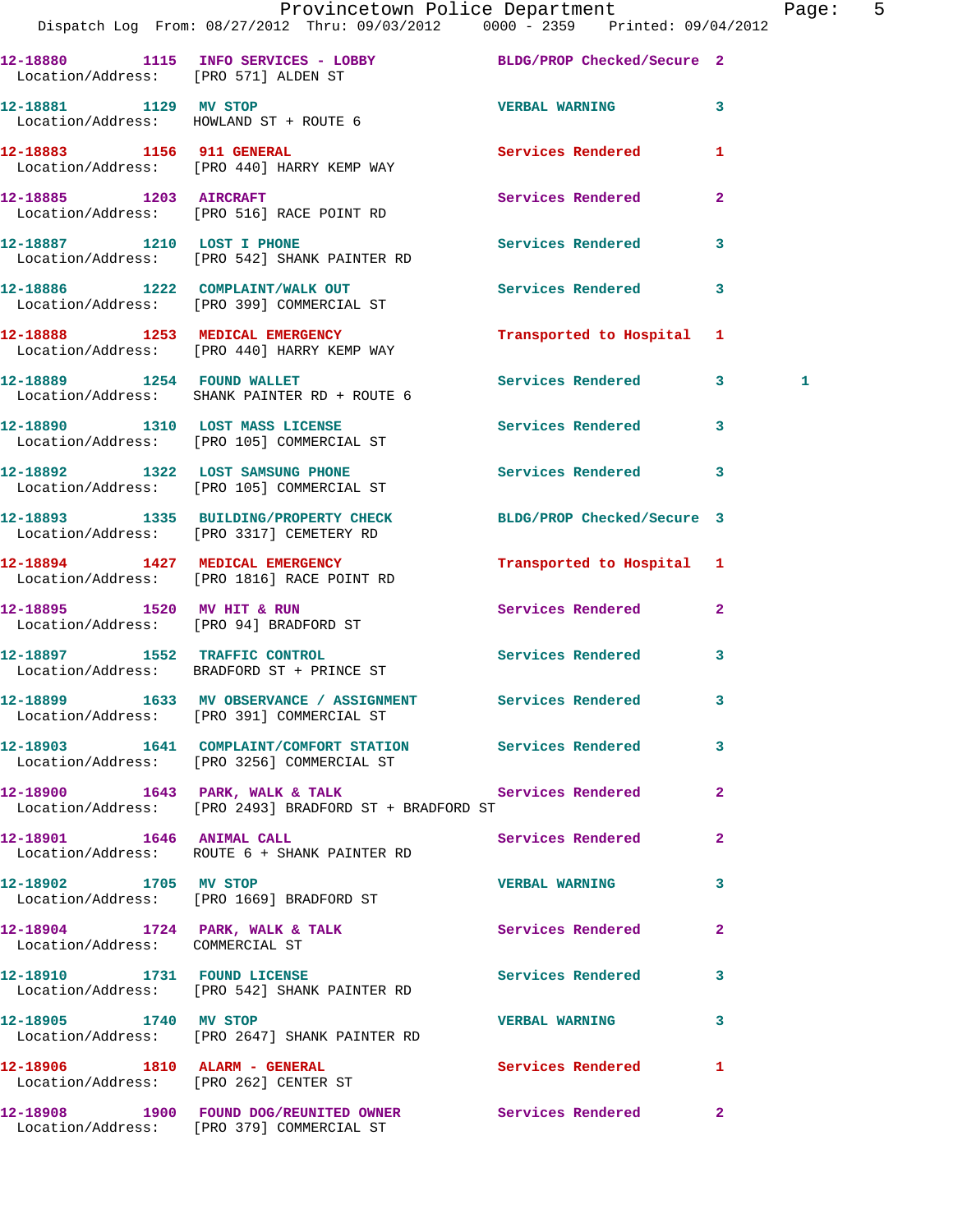12-18880 1115 INFO SERVICES - LOBBY BLDG/PROP Checked/Secure 2
Location/Address: [PRO 571] ALDEN ST

12-18881 1129 MV STOP VERBAL WARNING 3
Location/Address: HOWLAND ST + ROUTE 6

12-18883 1156 911 GENERAL Services Rendered 1
Location/Address: [PRO 440] HARRY KEMP WAY

12-18885 1203 AIRCRAFT Services Rendered 2
Location/Address: [PRO 516] RACE POINT RD

12-18887 1210 LOST I PHONE Services Rendered 3
Location/Address: [PRO 542] SHANK PAINTER RD

12-18886 1222 COMPLAINT/WALK OUT Services Rendered 3
Location/Address: [PRO 399] COMMERCIAL ST

12-18888 1253 MEDICAL EMERGENCY Transported to Hospital 1
Location/Address: [PRO 440] HARRY KEMP WAY

12-18889 1254 FOUND WALLET Services Rendered 3 1
Location/Address: SHANK PAINTER RD + ROUTE 6

12-18890 1310 LOST MASS LICENSE Services Rendered 3
Location/Address: [PRO 105] COMMERCIAL ST

12-18892 1322 LOST SAMSUNG PHONE Services Rendered 3
Location/Address: [PRO 105] COMMERCIAL ST

12-18893 1335 BUILDING/PROPERTY CHECK BLDG/PROP Checked/Secure 3
Location/Address: [PRO 3317] CEMETERY RD

12-18894 1427 MEDICAL EMERGENCY Transported to Hospital 1
Location/Address: [PRO 1816] RACE POINT RD

12-18895 1520 MV HIT & RUN Services Rendered 2
Location/Address: [PRO 94] BRADFORD ST

12-18897 1552 TRAFFIC CONTROL Services Rendered 3
Location/Address: BRADFORD ST + PRINCE ST

12-18899 1633 MV OBSERVANCE / ASSIGNMENT Services Rendered 3
Location/Address: [PRO 391] COMMERCIAL ST

12-18903 1641 COMPLAINT/COMFORT STATION Services Rendered 3
Location/Address: [PRO 3256] COMMERCIAL ST

12-18900 1643 PARK, WALK & TALK Services Rendered 2
Location/Address: [PRO 2493] BRADFORD ST + BRADFORD ST

12-18901 1646 ANIMAL CALL Services Rendered 2
Location/Address: ROUTE 6 + SHANK PAINTER RD

12-18902 1705 MV STOP VERBAL WARNING 3
Location/Address: [PRO 1669] BRADFORD ST

12-18904 1724 PARK, WALK & TALK Services Rendered 2
Location/Address: COMMERCIAL ST

12-18910 1731 FOUND LICENSE Services Rendered 3
Location/Address: [PRO 542] SHANK PAINTER RD

12-18905 1740 MV STOP VERBAL WARNING 3
Location/Address: [PRO 2647] SHANK PAINTER RD

12-18906 1810 ALARM - GENERAL Services Rendered 1
Location/Address: [PRO 262] CENTER ST

12-18908 1900 FOUND DOG/REUNITED OWNER Services Rendered 2
Location/Address: [PRO 379] COMMERCIAL ST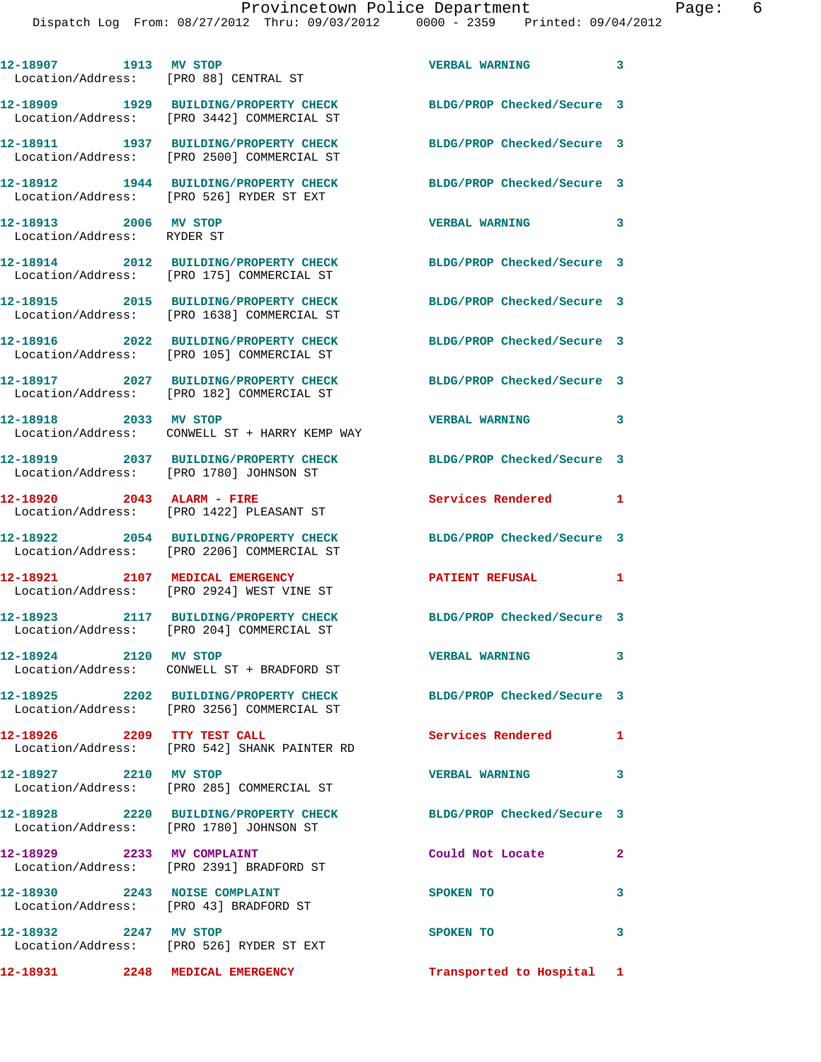| Call Number | Time | Call Reason | Action | Priority |
|---|---|---|---|---|
| 12-18907 | 1913 | MV STOP | VERBAL WARNING | 3 |
| Location/Address: [PRO 88] CENTRAL ST | | | | |
| 12-18909 | 1929 | BUILDING/PROPERTY CHECK | BLDG/PROP Checked/Secure | 3 |
| Location/Address: [PRO 3442] COMMERCIAL ST | | | | |
| 12-18911 | 1937 | BUILDING/PROPERTY CHECK | BLDG/PROP Checked/Secure | 3 |
| Location/Address: [PRO 2500] COMMERCIAL ST | | | | |
| 12-18912 | 1944 | BUILDING/PROPERTY CHECK | BLDG/PROP Checked/Secure | 3 |
| Location/Address: [PRO 526] RYDER ST EXT | | | | |
| 12-18913 | 2006 | MV STOP | VERBAL WARNING | 3 |
| Location/Address: RYDER ST | | | | |
| 12-18914 | 2012 | BUILDING/PROPERTY CHECK | BLDG/PROP Checked/Secure | 3 |
| Location/Address: [PRO 175] COMMERCIAL ST | | | | |
| 12-18915 | 2015 | BUILDING/PROPERTY CHECK | BLDG/PROP Checked/Secure | 3 |
| Location/Address: [PRO 1638] COMMERCIAL ST | | | | |
| 12-18916 | 2022 | BUILDING/PROPERTY CHECK | BLDG/PROP Checked/Secure | 3 |
| Location/Address: [PRO 105] COMMERCIAL ST | | | | |
| 12-18917 | 2027 | BUILDING/PROPERTY CHECK | BLDG/PROP Checked/Secure | 3 |
| Location/Address: [PRO 182] COMMERCIAL ST | | | | |
| 12-18918 | 2033 | MV STOP | VERBAL WARNING | 3 |
| Location/Address: CONWELL ST + HARRY KEMP WAY | | | | |
| 12-18919 | 2037 | BUILDING/PROPERTY CHECK | BLDG/PROP Checked/Secure | 3 |
| Location/Address: [PRO 1780] JOHNSON ST | | | | |
| 12-18920 | 2043 | ALARM - FIRE | Services Rendered | 1 |
| Location/Address: [PRO 1422] PLEASANT ST | | | | |
| 12-18922 | 2054 | BUILDING/PROPERTY CHECK | BLDG/PROP Checked/Secure | 3 |
| Location/Address: [PRO 2206] COMMERCIAL ST | | | | |
| 12-18921 | 2107 | MEDICAL EMERGENCY | PATIENT REFUSAL | 1 |
| Location/Address: [PRO 2924] WEST VINE ST | | | | |
| 12-18923 | 2117 | BUILDING/PROPERTY CHECK | BLDG/PROP Checked/Secure | 3 |
| Location/Address: [PRO 204] COMMERCIAL ST | | | | |
| 12-18924 | 2120 | MV STOP | VERBAL WARNING | 3 |
| Location/Address: CONWELL ST + BRADFORD ST | | | | |
| 12-18925 | 2202 | BUILDING/PROPERTY CHECK | BLDG/PROP Checked/Secure | 3 |
| Location/Address: [PRO 3256] COMMERCIAL ST | | | | |
| 12-18926 | 2209 | TTY TEST CALL | Services Rendered | 1 |
| Location/Address: [PRO 542] SHANK PAINTER RD | | | | |
| 12-18927 | 2210 | MV STOP | VERBAL WARNING | 3 |
| Location/Address: [PRO 285] COMMERCIAL ST | | | | |
| 12-18928 | 2220 | BUILDING/PROPERTY CHECK | BLDG/PROP Checked/Secure | 3 |
| Location/Address: [PRO 1780] JOHNSON ST | | | | |
| 12-18929 | 2233 | MV COMPLAINT | Could Not Locate | 2 |
| Location/Address: [PRO 2391] BRADFORD ST | | | | |
| 12-18930 | 2243 | NOISE COMPLAINT | SPOKEN TO | 3 |
| Location/Address: [PRO 43] BRADFORD ST | | | | |
| 12-18932 | 2247 | MV STOP | SPOKEN TO | 3 |
| Location/Address: [PRO 526] RYDER ST EXT | | | | |
| 12-18931 | 2248 | MEDICAL EMERGENCY | Transported to Hospital | 1 |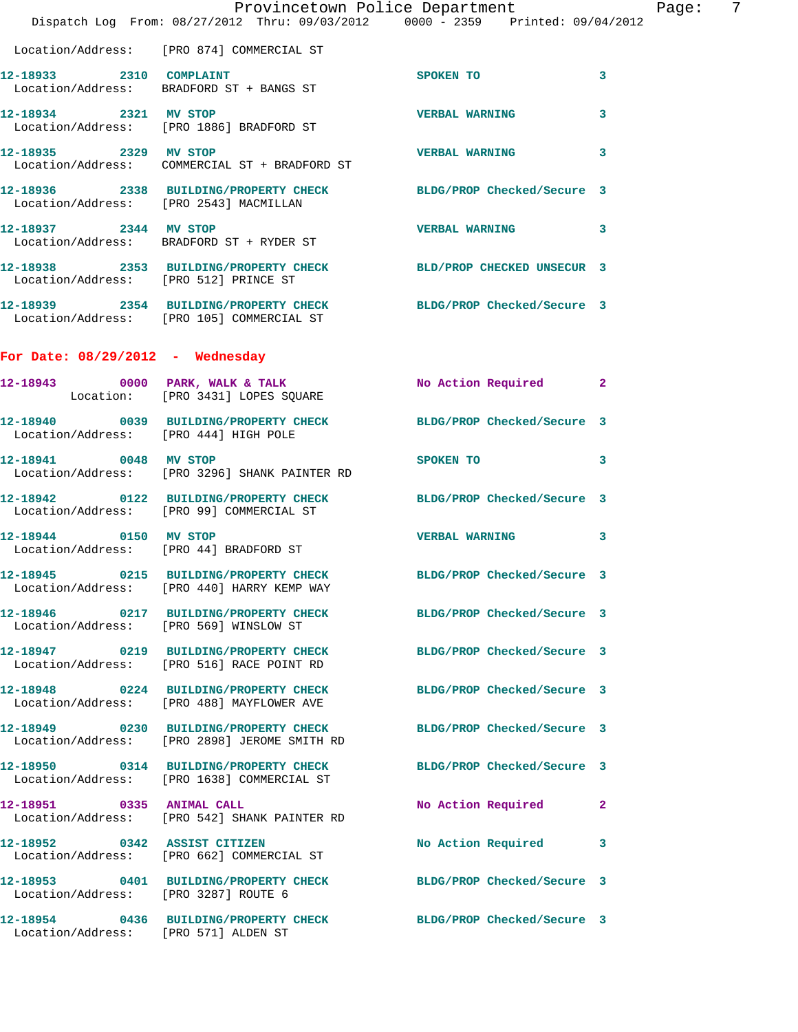Location/Address: [PRO 874] COMMERCIAL ST

**12-18933 2310 COMPLAINT** SPOKEN TO 3
Location/Address: BRADFORD ST + BANGS ST

**12-18934 2321 MV STOP** VERBAL WARNING 3
Location/Address: [PRO 1886] BRADFORD ST

**12-18935 2329 MV STOP** VERBAL WARNING 3
Location/Address: COMMERCIAL ST + BRADFORD ST

**12-18936 2338 BUILDING/PROPERTY CHECK** BLDG/PROP Checked/Secure 3
Location/Address: [PRO 2543] MACMILLAN

**12-18937 2344 MV STOP** VERBAL WARNING 3
Location/Address: BRADFORD ST + RYDER ST

**12-18938 2353 BUILDING/PROPERTY CHECK** BLD/PROP CHECKED UNSECUR 3
Location/Address: [PRO 512] PRINCE ST

**12-18939 2354 BUILDING/PROPERTY CHECK** BLDG/PROP Checked/Secure 3
Location/Address: [PRO 105] COMMERCIAL ST

## For Date: 08/29/2012 - Wednesday

**12-18943 0000 PARK, WALK & TALK** No Action Required 2
Location: [PRO 3431] LOPES SQUARE

**12-18940 0039 BUILDING/PROPERTY CHECK** BLDG/PROP Checked/Secure 3
Location/Address: [PRO 444] HIGH POLE

**12-18941 0048 MV STOP** SPOKEN TO 3
Location/Address: [PRO 3296] SHANK PAINTER RD

**12-18942 0122 BUILDING/PROPERTY CHECK** BLDG/PROP Checked/Secure 3
Location/Address: [PRO 99] COMMERCIAL ST

**12-18944 0150 MV STOP** VERBAL WARNING 3
Location/Address: [PRO 44] BRADFORD ST

**12-18945 0215 BUILDING/PROPERTY CHECK** BLDG/PROP Checked/Secure 3
Location/Address: [PRO 440] HARRY KEMP WAY

**12-18946 0217 BUILDING/PROPERTY CHECK** BLDG/PROP Checked/Secure 3
Location/Address: [PRO 569] WINSLOW ST

**12-18947 0219 BUILDING/PROPERTY CHECK** BLDG/PROP Checked/Secure 3
Location/Address: [PRO 516] RACE POINT RD

**12-18948 0224 BUILDING/PROPERTY CHECK** BLDG/PROP Checked/Secure 3
Location/Address: [PRO 488] MAYFLOWER AVE

**12-18949 0230 BUILDING/PROPERTY CHECK** BLDG/PROP Checked/Secure 3
Location/Address: [PRO 2898] JEROME SMITH RD

**12-18950 0314 BUILDING/PROPERTY CHECK** BLDG/PROP Checked/Secure 3
Location/Address: [PRO 1638] COMMERCIAL ST

**12-18951 0335 ANIMAL CALL** No Action Required 2
Location/Address: [PRO 542] SHANK PAINTER RD

**12-18952 0342 ASSIST CITIZEN** No Action Required 3
Location/Address: [PRO 662] COMMERCIAL ST

**12-18953 0401 BUILDING/PROPERTY CHECK** BLDG/PROP Checked/Secure 3
Location/Address: [PRO 3287] ROUTE 6

**12-18954 0436 BUILDING/PROPERTY CHECK** BLDG/PROP Checked/Secure 3
Location/Address: [PRO 571] ALDEN ST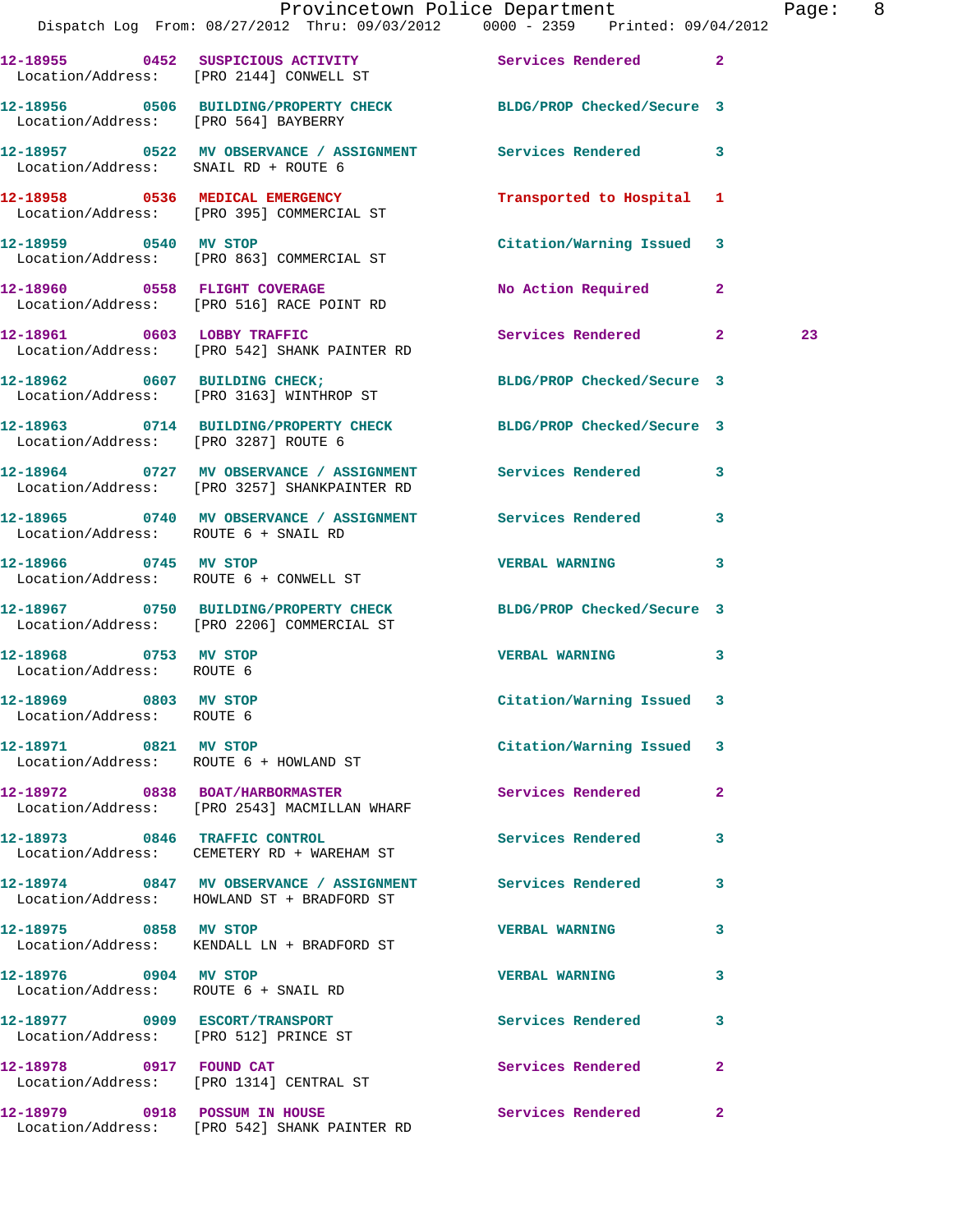12-18955 0452 SUSPICIOUS ACTIVITY Services Rendered 2
Location/Address: [PRO 2144] CONWELL ST

12-18956 0506 BUILDING/PROPERTY CHECK BLDG/PROP Checked/Secure 3
Location/Address: [PRO 564] BAYBERRY

12-18957 0522 MV OBSERVANCE / ASSIGNMENT Services Rendered 3
Location/Address: SNAIL RD + ROUTE 6

12-18958 0536 MEDICAL EMERGENCY Transported to Hospital 1
Location/Address: [PRO 395] COMMERCIAL ST

12-18959 0540 MV STOP Citation/Warning Issued 3
Location/Address: [PRO 863] COMMERCIAL ST

12-18960 0558 FLIGHT COVERAGE No Action Required 2
Location/Address: [PRO 516] RACE POINT RD

12-18961 0603 LOBBY TRAFFIC Services Rendered 2 23
Location/Address: [PRO 542] SHANK PAINTER RD

12-18962 0607 BUILDING CHECK; BLDG/PROP Checked/Secure 3
Location/Address: [PRO 3163] WINTHROP ST

12-18963 0714 BUILDING/PROPERTY CHECK BLDG/PROP Checked/Secure 3
Location/Address: [PRO 3287] ROUTE 6

12-18964 0727 MV OBSERVANCE / ASSIGNMENT Services Rendered 3
Location/Address: [PRO 3257] SHANKPAINTER RD

12-18965 0740 MV OBSERVANCE / ASSIGNMENT Services Rendered 3
Location/Address: ROUTE 6 + SNAIL RD

12-18966 0745 MV STOP VERBAL WARNING 3
Location/Address: ROUTE 6 + CONWELL ST

12-18967 0750 BUILDING/PROPERTY CHECK BLDG/PROP Checked/Secure 3
Location/Address: [PRO 2206] COMMERCIAL ST

12-18968 0753 MV STOP VERBAL WARNING 3
Location/Address: ROUTE 6

12-18969 0803 MV STOP Citation/Warning Issued 3
Location/Address: ROUTE 6

12-18971 0821 MV STOP Citation/Warning Issued 3
Location/Address: ROUTE 6 + HOWLAND ST

12-18972 0838 BOAT/HARBORMASTER Services Rendered 2
Location/Address: [PRO 2543] MACMILLAN WHARF

12-18973 0846 TRAFFIC CONTROL Services Rendered 3
Location/Address: CEMETERY RD + WAREHAM ST

12-18974 0847 MV OBSERVANCE / ASSIGNMENT Services Rendered 3
Location/Address: HOWLAND ST + BRADFORD ST

12-18975 0858 MV STOP VERBAL WARNING 3
Location/Address: KENDALL LN + BRADFORD ST

12-18976 0904 MV STOP VERBAL WARNING 3
Location/Address: ROUTE 6 + SNAIL RD

12-18977 0909 ESCORT/TRANSPORT Services Rendered 3
Location/Address: [PRO 512] PRINCE ST

12-18978 0917 FOUND CAT Services Rendered 2
Location/Address: [PRO 1314] CENTRAL ST

12-18979 0918 POSSUM IN HOUSE Services Rendered 2
Location/Address: [PRO 542] SHANK PAINTER RD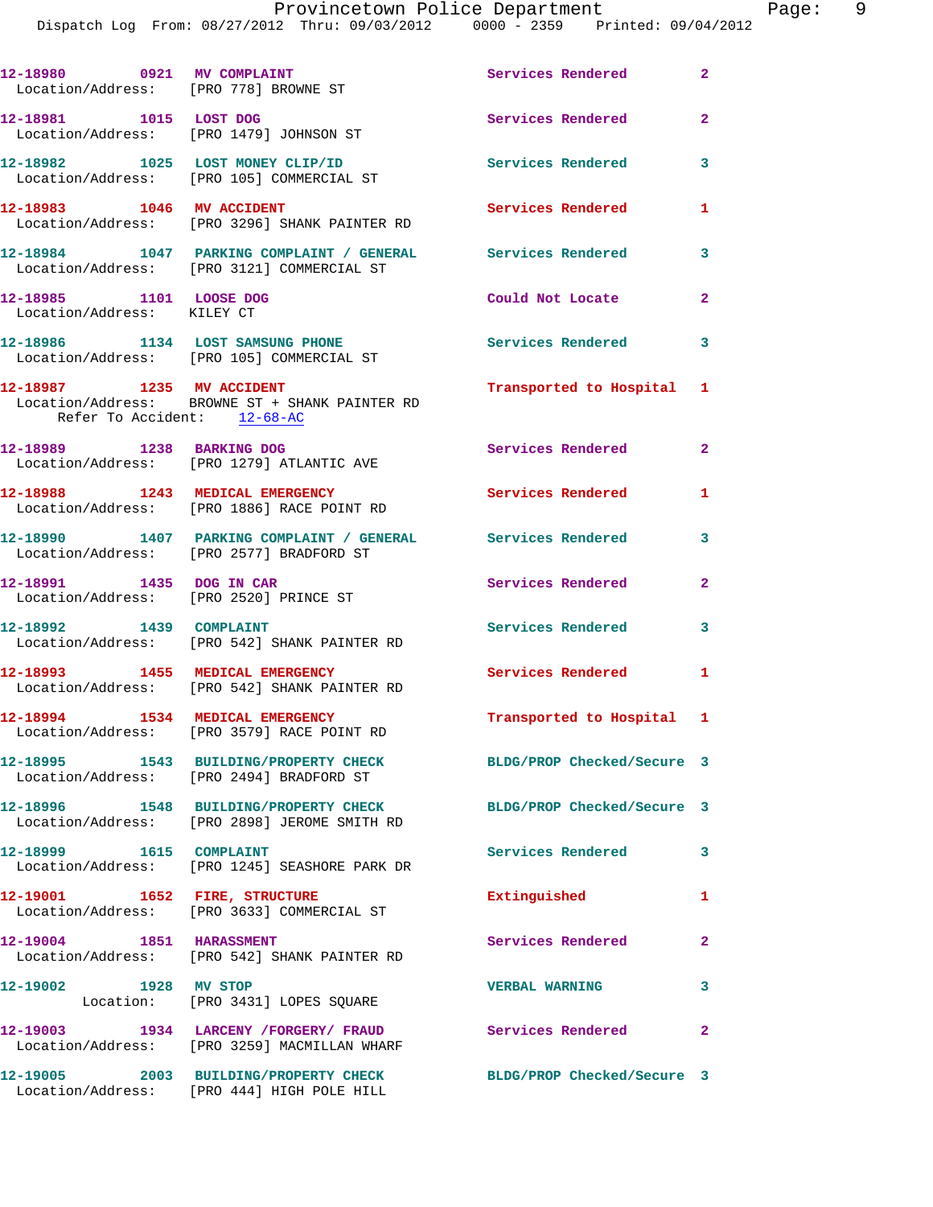12-18980 0921 MV COMPLAINT Services Rendered 2
Location/Address: [PRO 778] BROWNE ST

12-18981 1015 LOST DOG Services Rendered 2
Location/Address: [PRO 1479] JOHNSON ST

12-18982 1025 LOST MONEY CLIP/ID Services Rendered 3
Location/Address: [PRO 105] COMMERCIAL ST

12-18983 1046 MV ACCIDENT Services Rendered 1
Location/Address: [PRO 3296] SHANK PAINTER RD

12-18984 1047 PARKING COMPLAINT / GENERAL Services Rendered 3
Location/Address: [PRO 3121] COMMERCIAL ST

12-18985 1101 LOOSE DOG Could Not Locate 2
Location/Address: KILEY CT

12-18986 1134 LOST SAMSUNG PHONE Services Rendered 3
Location/Address: [PRO 105] COMMERCIAL ST

12-18987 1235 MV ACCIDENT Transported to Hospital 1
Location/Address: BROWNE ST + SHANK PAINTER RD
Refer To Accident: 12-68-AC

12-18989 1238 BARKING DOG Services Rendered 2
Location/Address: [PRO 1279] ATLANTIC AVE

12-18988 1243 MEDICAL EMERGENCY Services Rendered 1
Location/Address: [PRO 1886] RACE POINT RD

12-18990 1407 PARKING COMPLAINT / GENERAL Services Rendered 3
Location/Address: [PRO 2577] BRADFORD ST

12-18991 1435 DOG IN CAR Services Rendered 2
Location/Address: [PRO 2520] PRINCE ST

12-18992 1439 COMPLAINT Services Rendered 3
Location/Address: [PRO 542] SHANK PAINTER RD

12-18993 1455 MEDICAL EMERGENCY Services Rendered 1
Location/Address: [PRO 542] SHANK PAINTER RD

12-18994 1534 MEDICAL EMERGENCY Transported to Hospital 1
Location/Address: [PRO 3579] RACE POINT RD

12-18995 1543 BUILDING/PROPERTY CHECK BLDG/PROP Checked/Secure 3
Location/Address: [PRO 2494] BRADFORD ST

12-18996 1548 BUILDING/PROPERTY CHECK BLDG/PROP Checked/Secure 3
Location/Address: [PRO 2898] JEROME SMITH RD

12-18999 1615 COMPLAINT Services Rendered 3
Location/Address: [PRO 1245] SEASHORE PARK DR

12-19001 1652 FIRE, STRUCTURE Extinguished 1
Location/Address: [PRO 3633] COMMERCIAL ST

12-19004 1851 HARASSMENT Services Rendered 2
Location/Address: [PRO 542] SHANK PAINTER RD

12-19002 1928 MV STOP VERBAL WARNING 3
Location: [PRO 3431] LOPES SQUARE

12-19003 1934 LARCENY /FORGERY/ FRAUD Services Rendered 2
Location/Address: [PRO 3259] MACMILLAN WHARF

12-19005 2003 BUILDING/PROPERTY CHECK BLDG/PROP Checked/Secure 3
Location/Address: [PRO 444] HIGH POLE HILL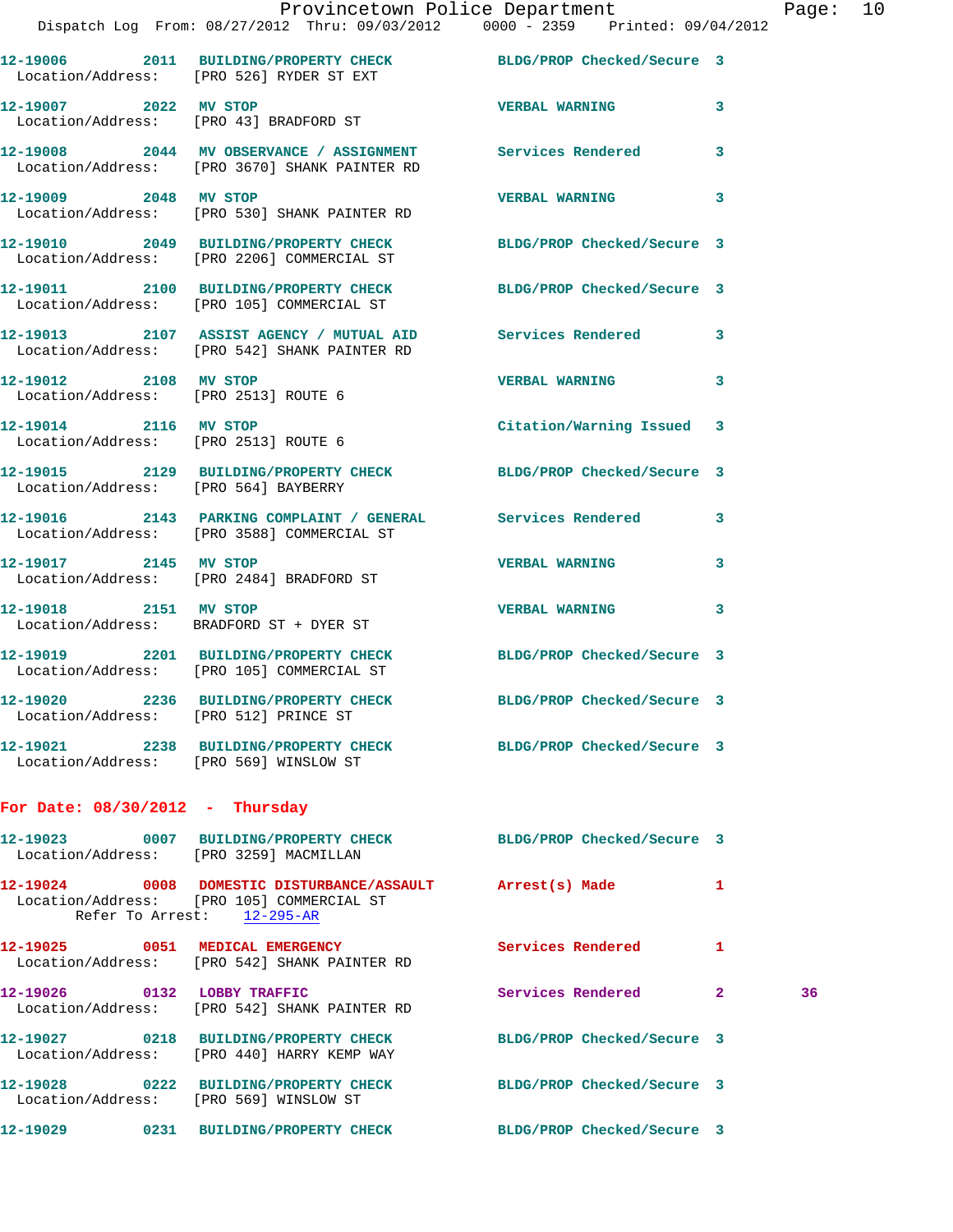12-19006 2011 BUILDING/PROPERTY CHECK BLDG/PROP Checked/Secure 3
Location/Address: [PRO 526] RYDER ST EXT

12-19007 2022 MV STOP VERBAL WARNING 3
Location/Address: [PRO 43] BRADFORD ST

12-19008 2044 MV OBSERVANCE / ASSIGNMENT Services Rendered 3
Location/Address: [PRO 3670] SHANK PAINTER RD

12-19009 2048 MV STOP VERBAL WARNING 3
Location/Address: [PRO 530] SHANK PAINTER RD

12-19010 2049 BUILDING/PROPERTY CHECK BLDG/PROP Checked/Secure 3
Location/Address: [PRO 2206] COMMERCIAL ST

12-19011 2100 BUILDING/PROPERTY CHECK BLDG/PROP Checked/Secure 3
Location/Address: [PRO 105] COMMERCIAL ST

12-19013 2107 ASSIST AGENCY / MUTUAL AID Services Rendered 3
Location/Address: [PRO 542] SHANK PAINTER RD

12-19012 2108 MV STOP VERBAL WARNING 3
Location/Address: [PRO 2513] ROUTE 6

12-19014 2116 MV STOP Citation/Warning Issued 3
Location/Address: [PRO 2513] ROUTE 6

12-19015 2129 BUILDING/PROPERTY CHECK BLDG/PROP Checked/Secure 3
Location/Address: [PRO 564] BAYBERRY

12-19016 2143 PARKING COMPLAINT / GENERAL Services Rendered 3
Location/Address: [PRO 3588] COMMERCIAL ST

12-19017 2145 MV STOP VERBAL WARNING 3
Location/Address: [PRO 2484] BRADFORD ST

12-19018 2151 MV STOP VERBAL WARNING 3
Location/Address: BRADFORD ST + DYER ST

12-19019 2201 BUILDING/PROPERTY CHECK BLDG/PROP Checked/Secure 3
Location/Address: [PRO 105] COMMERCIAL ST

12-19020 2236 BUILDING/PROPERTY CHECK BLDG/PROP Checked/Secure 3
Location/Address: [PRO 512] PRINCE ST

12-19021 2238 BUILDING/PROPERTY CHECK BLDG/PROP Checked/Secure 3
Location/Address: [PRO 569] WINSLOW ST

**For Date: 08/30/2012 - Thursday**

12-19023 0007 BUILDING/PROPERTY CHECK BLDG/PROP Checked/Secure 3
Location/Address: [PRO 3259] MACMILLAN

12-19024 0008 DOMESTIC DISTURBANCE/ASSAULT Arrest(s) Made 1
Location/Address: [PRO 105] COMMERCIAL ST
Refer To Arrest: 12-295-AR

12-19025 0051 MEDICAL EMERGENCY Services Rendered 1
Location/Address: [PRO 542] SHANK PAINTER RD

12-19026 0132 LOBBY TRAFFIC Services Rendered 2 36
Location/Address: [PRO 542] SHANK PAINTER RD

12-19027 0218 BUILDING/PROPERTY CHECK BLDG/PROP Checked/Secure 3
Location/Address: [PRO 440] HARRY KEMP WAY

12-19028 0222 BUILDING/PROPERTY CHECK BLDG/PROP Checked/Secure 3
Location/Address: [PRO 569] WINSLOW ST

12-19029 0231 BUILDING/PROPERTY CHECK BLDG/PROP Checked/Secure 3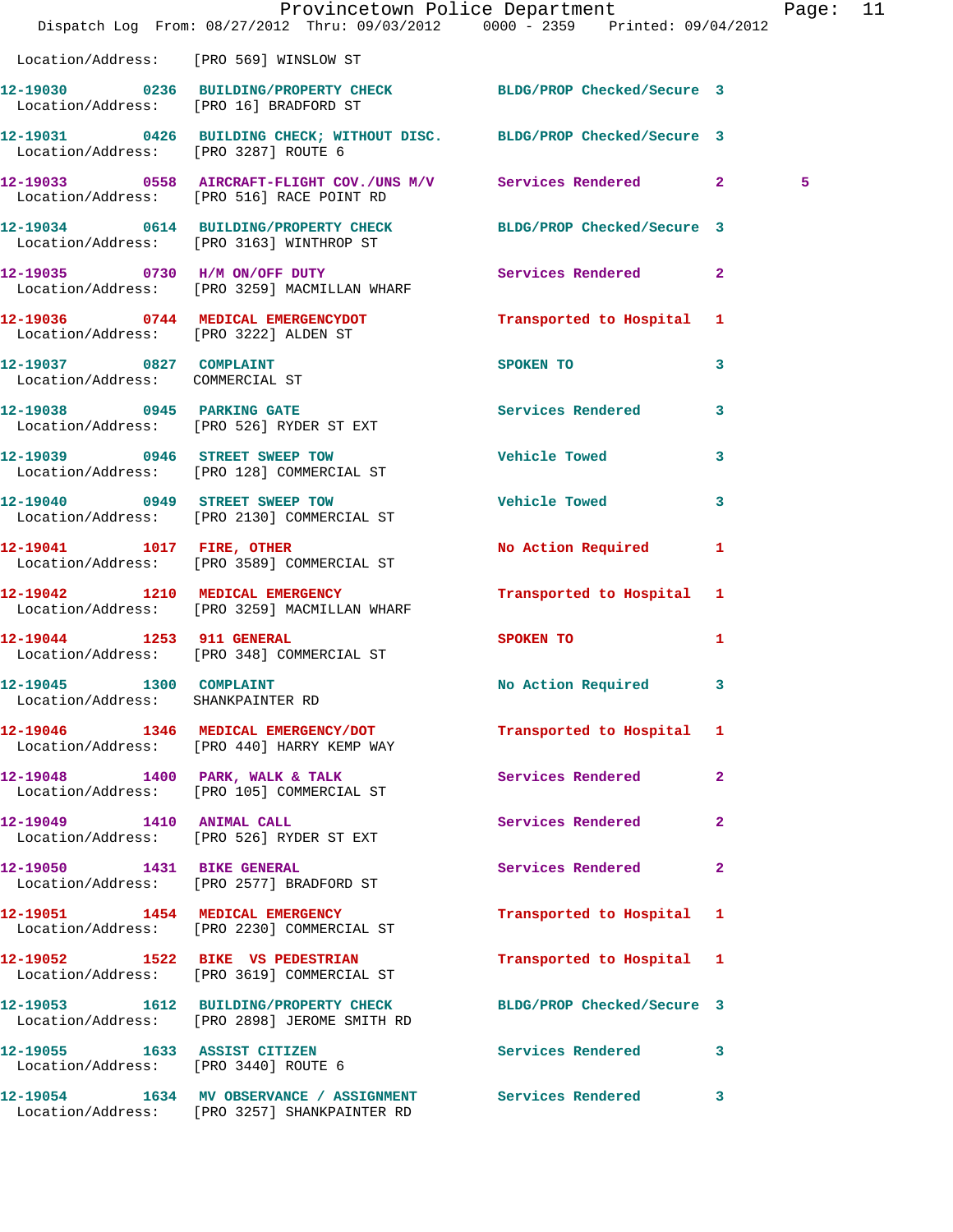Location/Address: [PRO 569] WINSLOW ST

| Call Number | Time | Call Reason | Action | Priority | |
|---|---|---|---|---|---|
| 12-19030 | 0236 | BUILDING/PROPERTY CHECK | BLDG/PROP Checked/Secure | 3 | |
| | | Location/Address: [PRO 16] BRADFORD ST | | | |
| 12-19031 | 0426 | BUILDING CHECK; WITHOUT DISC. | BLDG/PROP Checked/Secure | 3 | |
| | | Location/Address: [PRO 3287] ROUTE 6 | | | |
| 12-19033 | 0558 | AIRCRAFT-FLIGHT COV./UNS M/V | Services Rendered | 2 | 5 |
| | | Location/Address: [PRO 516] RACE POINT RD | | | |
| 12-19034 | 0614 | BUILDING/PROPERTY CHECK | BLDG/PROP Checked/Secure | 3 | |
| | | Location/Address: [PRO 3163] WINTHROP ST | | | |
| 12-19035 | 0730 | H/M ON/OFF DUTY | Services Rendered | 2 | |
| | | Location/Address: [PRO 3259] MACMILLAN WHARF | | | |
| 12-19036 | 0744 | MEDICAL EMERGENCYDOT | Transported to Hospital | 1 | |
| | | Location/Address: [PRO 3222] ALDEN ST | | | |
| 12-19037 | 0827 | COMPLAINT | SPOKEN TO | 3 | |
| | | Location/Address: COMMERCIAL ST | | | |
| 12-19038 | 0945 | PARKING GATE | Services Rendered | 3 | |
| | | Location/Address: [PRO 526] RYDER ST EXT | | | |
| 12-19039 | 0946 | STREET SWEEP TOW | Vehicle Towed | 3 | |
| | | Location/Address: [PRO 128] COMMERCIAL ST | | | |
| 12-19040 | 0949 | STREET SWEEP TOW | Vehicle Towed | 3 | |
| | | Location/Address: [PRO 2130] COMMERCIAL ST | | | |
| 12-19041 | 1017 | FIRE, OTHER | No Action Required | 1 | |
| | | Location/Address: [PRO 3589] COMMERCIAL ST | | | |
| 12-19042 | 1210 | MEDICAL EMERGENCY | Transported to Hospital | 1 | |
| | | Location/Address: [PRO 3259] MACMILLAN WHARF | | | |
| 12-19044 | 1253 | 911 GENERAL | SPOKEN TO | 1 | |
| | | Location/Address: [PRO 348] COMMERCIAL ST | | | |
| 12-19045 | 1300 | COMPLAINT | No Action Required | 3 | |
| | | Location/Address: SHANKPAINTER RD | | | |
| 12-19046 | 1346 | MEDICAL EMERGENCY/DOT | Transported to Hospital | 1 | |
| | | Location/Address: [PRO 440] HARRY KEMP WAY | | | |
| 12-19048 | 1400 | PARK, WALK & TALK | Services Rendered | 2 | |
| | | Location/Address: [PRO 105] COMMERCIAL ST | | | |
| 12-19049 | 1410 | ANIMAL CALL | Services Rendered | 2 | |
| | | Location/Address: [PRO 526] RYDER ST EXT | | | |
| 12-19050 | 1431 | BIKE GENERAL | Services Rendered | 2 | |
| | | Location/Address: [PRO 2577] BRADFORD ST | | | |
| 12-19051 | 1454 | MEDICAL EMERGENCY | Transported to Hospital | 1 | |
| | | Location/Address: [PRO 2230] COMMERCIAL ST | | | |
| 12-19052 | 1522 | BIKE VS PEDESTRIAN | Transported to Hospital | 1 | |
| | | Location/Address: [PRO 3619] COMMERCIAL ST | | | |
| 12-19053 | 1612 | BUILDING/PROPERTY CHECK | BLDG/PROP Checked/Secure | 3 | |
| | | Location/Address: [PRO 2898] JEROME SMITH RD | | | |
| 12-19055 | 1633 | ASSIST CITIZEN | Services Rendered | 3 | |
| | | Location/Address: [PRO 3440] ROUTE 6 | | | |
| 12-19054 | 1634 | MV OBSERVANCE / ASSIGNMENT | Services Rendered | 3 | |
| | | Location/Address: [PRO 3257] SHANKPAINTER RD | | | |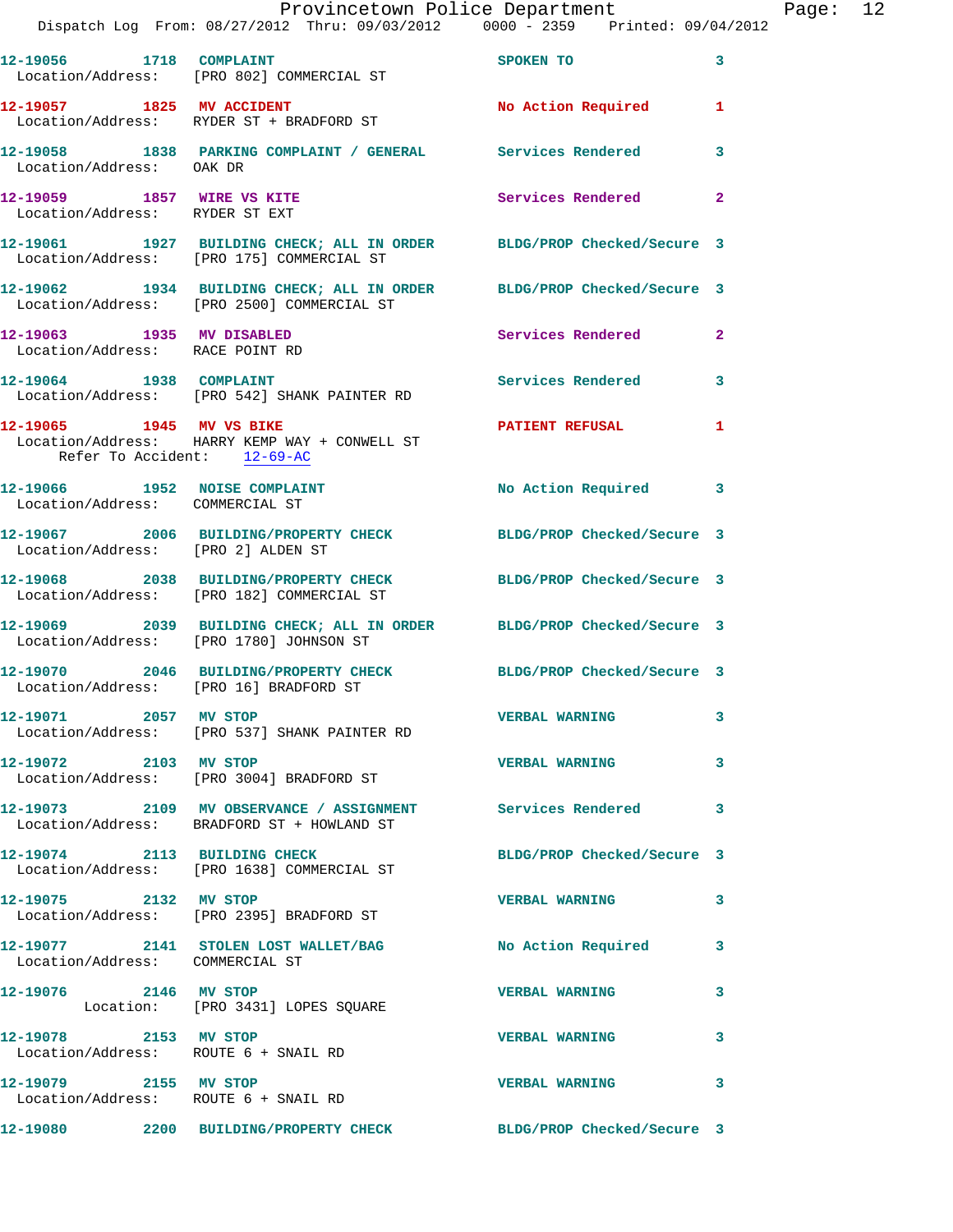12-19056 1718 COMPLAINT SPOKEN TO 3
Location/Address: [PRO 802] COMMERCIAL ST

12-19057 1825 MV ACCIDENT No Action Required 1
Location/Address: RYDER ST + BRADFORD ST

12-19058 1838 PARKING COMPLAINT / GENERAL Services Rendered 3
Location/Address: OAK DR

12-19059 1857 WIRE VS KITE Services Rendered 2
Location/Address: RYDER ST EXT

12-19061 1927 BUILDING CHECK; ALL IN ORDER BLDG/PROP Checked/Secure 3
Location/Address: [PRO 175] COMMERCIAL ST

12-19062 1934 BUILDING CHECK; ALL IN ORDER BLDG/PROP Checked/Secure 3
Location/Address: [PRO 2500] COMMERCIAL ST

12-19063 1935 MV DISABLED Services Rendered 2
Location/Address: RACE POINT RD

12-19064 1938 COMPLAINT Services Rendered 3
Location/Address: [PRO 542] SHANK PAINTER RD

12-19065 1945 MV VS BIKE PATIENT REFUSAL 1
Location/Address: HARRY KEMP WAY + CONWELL ST
Refer To Accident: 12-69-AC

12-19066 1952 NOISE COMPLAINT No Action Required 3
Location/Address: COMMERCIAL ST

12-19067 2006 BUILDING/PROPERTY CHECK BLDG/PROP Checked/Secure 3
Location/Address: [PRO 2] ALDEN ST

12-19068 2038 BUILDING/PROPERTY CHECK BLDG/PROP Checked/Secure 3
Location/Address: [PRO 182] COMMERCIAL ST

12-19069 2039 BUILDING CHECK; ALL IN ORDER BLDG/PROP Checked/Secure 3
Location/Address: [PRO 1780] JOHNSON ST

12-19070 2046 BUILDING/PROPERTY CHECK BLDG/PROP Checked/Secure 3
Location/Address: [PRO 16] BRADFORD ST

12-19071 2057 MV STOP VERBAL WARNING 3
Location/Address: [PRO 537] SHANK PAINTER RD

12-19072 2103 MV STOP VERBAL WARNING 3
Location/Address: [PRO 3004] BRADFORD ST

12-19073 2109 MV OBSERVANCE / ASSIGNMENT Services Rendered 3
Location/Address: BRADFORD ST + HOWLAND ST

12-19074 2113 BUILDING CHECK BLDG/PROP Checked/Secure 3
Location/Address: [PRO 1638] COMMERCIAL ST

12-19075 2132 MV STOP VERBAL WARNING 3
Location/Address: [PRO 2395] BRADFORD ST

12-19077 2141 STOLEN LOST WALLET/BAG No Action Required 3
Location/Address: COMMERCIAL ST

12-19076 2146 MV STOP VERBAL WARNING 3
Location: [PRO 3431] LOPES SQUARE

12-19078 2153 MV STOP VERBAL WARNING 3
Location/Address: ROUTE 6 + SNAIL RD

12-19079 2155 MV STOP VERBAL WARNING 3
Location/Address: ROUTE 6 + SNAIL RD

12-19080 2200 BUILDING/PROPERTY CHECK BLDG/PROP Checked/Secure 3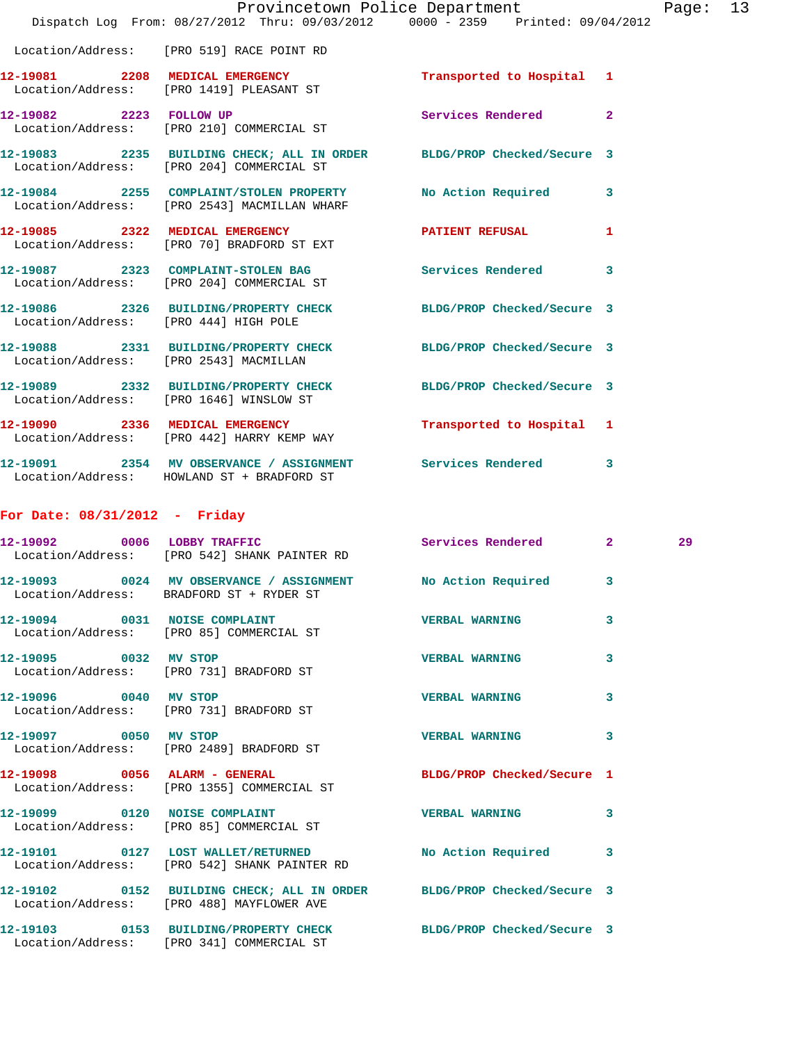Location/Address: [PRO 519] RACE POINT RD

**12-19081** 2208 **MEDICAL EMERGENCY** Transported to Hospital 1
Location/Address: [PRO 1419] PLEASANT ST

**12-19082** 2223 **FOLLOW UP** Services Rendered 2
Location/Address: [PRO 210] COMMERCIAL ST

**12-19083** 2235 **BUILDING CHECK; ALL IN ORDER** BLDG/PROP Checked/Secure 3
Location/Address: [PRO 204] COMMERCIAL ST

**12-19084** 2255 **COMPLAINT/STOLEN PROPERTY** No Action Required 3
Location/Address: [PRO 2543] MACMILLAN WHARF

**12-19085** 2322 **MEDICAL EMERGENCY** PATIENT REFUSAL 1
Location/Address: [PRO 70] BRADFORD ST EXT

**12-19087** 2323 **COMPLAINT-STOLEN BAG** Services Rendered 3
Location/Address: [PRO 204] COMMERCIAL ST

**12-19086** 2326 **BUILDING/PROPERTY CHECK** BLDG/PROP Checked/Secure 3
Location/Address: [PRO 444] HIGH POLE

**12-19088** 2331 **BUILDING/PROPERTY CHECK** BLDG/PROP Checked/Secure 3
Location/Address: [PRO 2543] MACMILLAN

**12-19089** 2332 **BUILDING/PROPERTY CHECK** BLDG/PROP Checked/Secure 3
Location/Address: [PRO 1646] WINSLOW ST

**12-19090** 2336 **MEDICAL EMERGENCY** Transported to Hospital 1
Location/Address: [PRO 442] HARRY KEMP WAY

**12-19091** 2354 **MV OBSERVANCE / ASSIGNMENT** Services Rendered 3
Location/Address: HOWLAND ST + BRADFORD ST

## For Date: 08/31/2012 - Friday

**12-19092** 0006 **LOBBY TRAFFIC** Services Rendered 2 29
Location/Address: [PRO 542] SHANK PAINTER RD

**12-19093** 0024 **MV OBSERVANCE / ASSIGNMENT** No Action Required 3
Location/Address: BRADFORD ST + RYDER ST

**12-19094** 0031 **NOISE COMPLAINT** VERBAL WARNING 3
Location/Address: [PRO 85] COMMERCIAL ST

**12-19095** 0032 **MV STOP** VERBAL WARNING 3
Location/Address: [PRO 731] BRADFORD ST

**12-19096** 0040 **MV STOP** VERBAL WARNING 3
Location/Address: [PRO 731] BRADFORD ST

**12-19097** 0050 **MV STOP** VERBAL WARNING 3
Location/Address: [PRO 2489] BRADFORD ST

**12-19098** 0056 **ALARM - GENERAL** BLDG/PROP Checked/Secure 1
Location/Address: [PRO 1355] COMMERCIAL ST

**12-19099** 0120 **NOISE COMPLAINT** VERBAL WARNING 3
Location/Address: [PRO 85] COMMERCIAL ST

**12-19101** 0127 **LOST WALLET/RETURNED** No Action Required 3
Location/Address: [PRO 542] SHANK PAINTER RD

**12-19102** 0152 **BUILDING CHECK; ALL IN ORDER** BLDG/PROP Checked/Secure 3
Location/Address: [PRO 488] MAYFLOWER AVE

**12-19103** 0153 **BUILDING/PROPERTY CHECK** BLDG/PROP Checked/Secure 3
Location/Address: [PRO 341] COMMERCIAL ST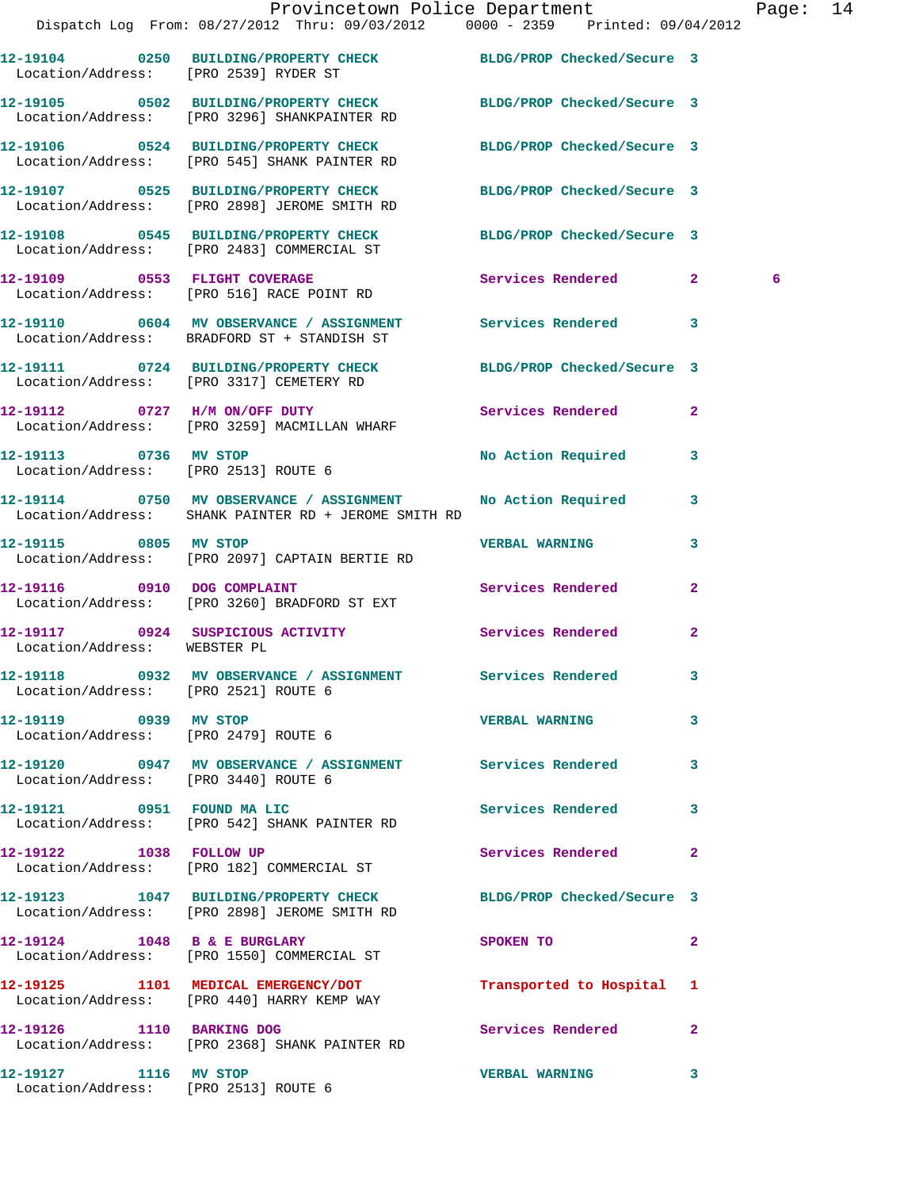| Call Number | Time | Call Reason | Action | Priority | |
|---|---|---|---|---|---|
| 12-19104 | 0250 | BUILDING/PROPERTY CHECK | BLDG/PROP Checked/Secure | 3 | |
| Location/Address: | | [PRO 2539] RYDER ST | | | |
| 12-19105 | 0502 | BUILDING/PROPERTY CHECK | BLDG/PROP Checked/Secure | 3 | |
| Location/Address: | | [PRO 3296] SHANKPAINTER RD | | | |
| 12-19106 | 0524 | BUILDING/PROPERTY CHECK | BLDG/PROP Checked/Secure | 3 | |
| Location/Address: | | [PRO 545] SHANK PAINTER RD | | | |
| 12-19107 | 0525 | BUILDING/PROPERTY CHECK | BLDG/PROP Checked/Secure | 3 | |
| Location/Address: | | [PRO 2898] JEROME SMITH RD | | | |
| 12-19108 | 0545 | BUILDING/PROPERTY CHECK | BLDG/PROP Checked/Secure | 3 | |
| Location/Address: | | [PRO 2483] COMMERCIAL ST | | | |
| 12-19109 | 0553 | FLIGHT COVERAGE | Services Rendered | 2 | 6 |
| Location/Address: | | [PRO 516] RACE POINT RD | | | |
| 12-19110 | 0604 | MV OBSERVANCE / ASSIGNMENT | Services Rendered | 3 | |
| Location/Address: | | BRADFORD ST + STANDISH ST | | | |
| 12-19111 | 0724 | BUILDING/PROPERTY CHECK | BLDG/PROP Checked/Secure | 3 | |
| Location/Address: | | [PRO 3317] CEMETERY RD | | | |
| 12-19112 | 0727 | H/M ON/OFF DUTY | Services Rendered | 2 | |
| Location/Address: | | [PRO 3259] MACMILLAN WHARF | | | |
| 12-19113 | 0736 | MV STOP | No Action Required | 3 | |
| Location/Address: | | [PRO 2513] ROUTE 6 | | | |
| 12-19114 | 0750 | MV OBSERVANCE / ASSIGNMENT | No Action Required | 3 | |
| Location/Address: | | SHANK PAINTER RD + JEROME SMITH RD | | | |
| 12-19115 | 0805 | MV STOP | VERBAL WARNING | 3 | |
| Location/Address: | | [PRO 2097] CAPTAIN BERTIE RD | | | |
| 12-19116 | 0910 | DOG COMPLAINT | Services Rendered | 2 | |
| Location/Address: | | [PRO 3260] BRADFORD ST EXT | | | |
| 12-19117 | 0924 | SUSPICIOUS ACTIVITY | Services Rendered | 2 | |
| Location/Address: | | WEBSTER PL | | | |
| 12-19118 | 0932 | MV OBSERVANCE / ASSIGNMENT | Services Rendered | 3 | |
| Location/Address: | | [PRO 2521] ROUTE 6 | | | |
| 12-19119 | 0939 | MV STOP | VERBAL WARNING | 3 | |
| Location/Address: | | [PRO 2479] ROUTE 6 | | | |
| 12-19120 | 0947 | MV OBSERVANCE / ASSIGNMENT | Services Rendered | 3 | |
| Location/Address: | | [PRO 3440] ROUTE 6 | | | |
| 12-19121 | 0951 | FOUND MA LIC | Services Rendered | 3 | |
| Location/Address: | | [PRO 542] SHANK PAINTER RD | | | |
| 12-19122 | 1038 | FOLLOW UP | Services Rendered | 2 | |
| Location/Address: | | [PRO 182] COMMERCIAL ST | | | |
| 12-19123 | 1047 | BUILDING/PROPERTY CHECK | BLDG/PROP Checked/Secure | 3 | |
| Location/Address: | | [PRO 2898] JEROME SMITH RD | | | |
| 12-19124 | 1048 | B & E BURGLARY | SPOKEN TO | 2 | |
| Location/Address: | | [PRO 1550] COMMERCIAL ST | | | |
| 12-19125 | 1101 | MEDICAL EMERGENCY/DOT | Transported to Hospital | 1 | |
| Location/Address: | | [PRO 440] HARRY KEMP WAY | | | |
| 12-19126 | 1110 | BARKING DOG | Services Rendered | 2 | |
| Location/Address: | | [PRO 2368] SHANK PAINTER RD | | | |
| 12-19127 | 1116 | MV STOP | VERBAL WARNING | 3 | |
| Location/Address: | | [PRO 2513] ROUTE 6 | | | |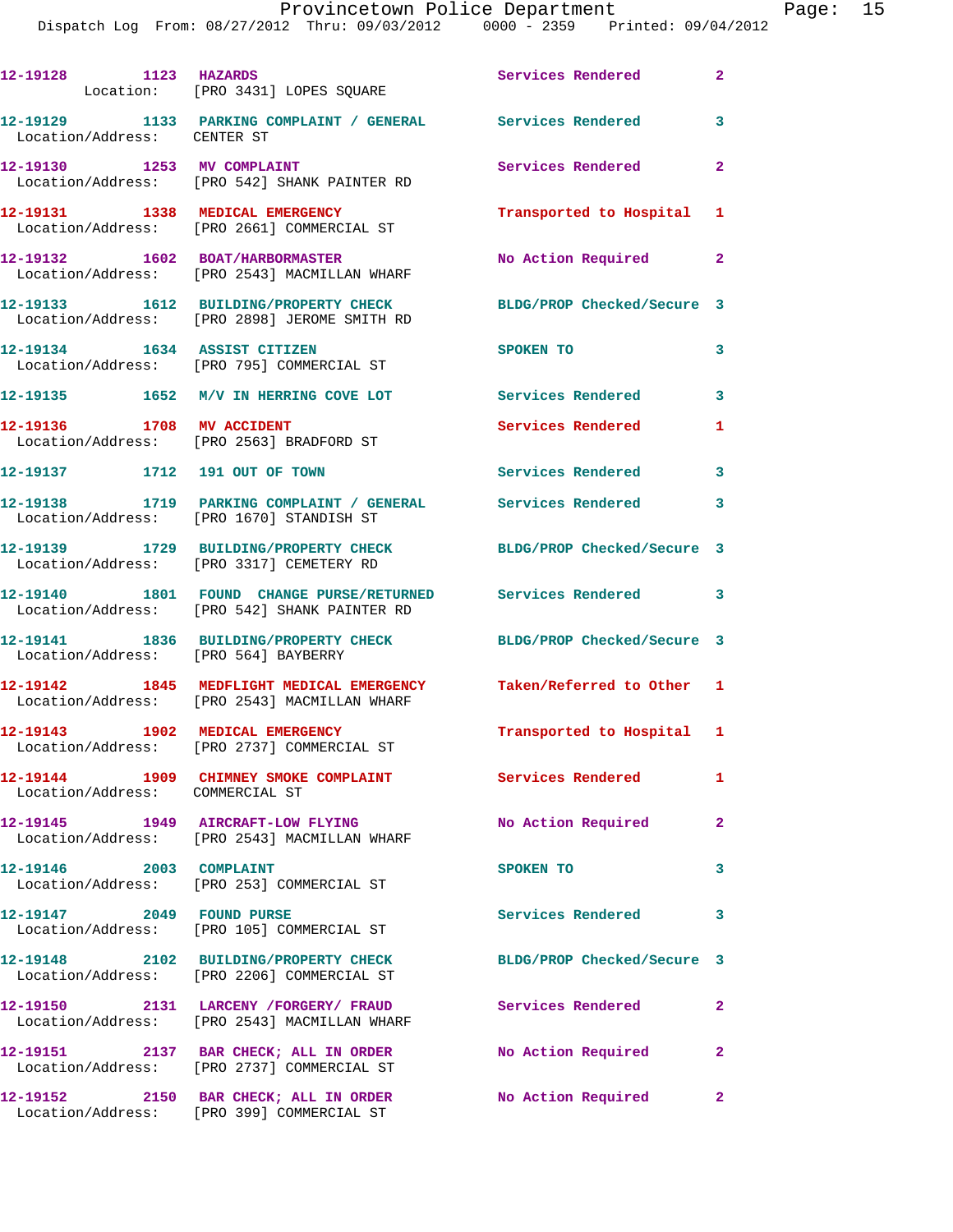12-19128 1123 **HAZARDS** Services Rendered 2
Location: [PRO 3431] LOPES SQUARE

12-19129 1133 **PARKING COMPLAINT / GENERAL** Services Rendered 3
Location/Address: CENTER ST

12-19130 1253 **MV COMPLAINT** Services Rendered 2
Location/Address: [PRO 542] SHANK PAINTER RD

12-19131 1338 **MEDICAL EMERGENCY** Transported to Hospital 1
Location/Address: [PRO 2661] COMMERCIAL ST

12-19132 1602 **BOAT/HARBORMASTER** No Action Required 2
Location/Address: [PRO 2543] MACMILLAN WHARF

12-19133 1612 **BUILDING/PROPERTY CHECK** BLDG/PROP Checked/Secure 3
Location/Address: [PRO 2898] JEROME SMITH RD

12-19134 1634 **ASSIST CITIZEN** SPOKEN TO 3
Location/Address: [PRO 795] COMMERCIAL ST

12-19135 1652 **M/V IN HERRING COVE LOT** Services Rendered 3

12-19136 1708 **MV ACCIDENT** Services Rendered 1
Location/Address: [PRO 2563] BRADFORD ST

12-19137 1712 **191 OUT OF TOWN** Services Rendered 3

12-19138 1719 **PARKING COMPLAINT / GENERAL** Services Rendered 3
Location/Address: [PRO 1670] STANDISH ST

12-19139 1729 **BUILDING/PROPERTY CHECK** BLDG/PROP Checked/Secure 3
Location/Address: [PRO 3317] CEMETERY RD

12-19140 1801 **FOUND CHANGE PURSE/RETURNED** Services Rendered 3
Location/Address: [PRO 542] SHANK PAINTER RD

12-19141 1836 **BUILDING/PROPERTY CHECK** BLDG/PROP Checked/Secure 3
Location/Address: [PRO 564] BAYBERRY

12-19142 1845 **MEDFLIGHT MEDICAL EMERGENCY** Taken/Referred to Other 1
Location/Address: [PRO 2543] MACMILLAN WHARF

12-19143 1902 **MEDICAL EMERGENCY** Transported to Hospital 1
Location/Address: [PRO 2737] COMMERCIAL ST

12-19144 1909 **CHIMNEY SMOKE COMPLAINT** Services Rendered 1
Location/Address: COMMERCIAL ST

12-19145 1949 **AIRCRAFT-LOW FLYING** No Action Required 2
Location/Address: [PRO 2543] MACMILLAN WHARF

12-19146 2003 **COMPLAINT** SPOKEN TO 3
Location/Address: [PRO 253] COMMERCIAL ST

12-19147 2049 **FOUND PURSE** Services Rendered 3
Location/Address: [PRO 105] COMMERCIAL ST

12-19148 2102 **BUILDING/PROPERTY CHECK** BLDG/PROP Checked/Secure 3
Location/Address: [PRO 2206] COMMERCIAL ST

12-19150 2131 **LARCENY /FORGERY/ FRAUD** Services Rendered 2
Location/Address: [PRO 2543] MACMILLAN WHARF

12-19151 2137 **BAR CHECK; ALL IN ORDER** No Action Required 2
Location/Address: [PRO 2737] COMMERCIAL ST

12-19152 2150 **BAR CHECK; ALL IN ORDER** No Action Required 2
Location/Address: [PRO 399] COMMERCIAL ST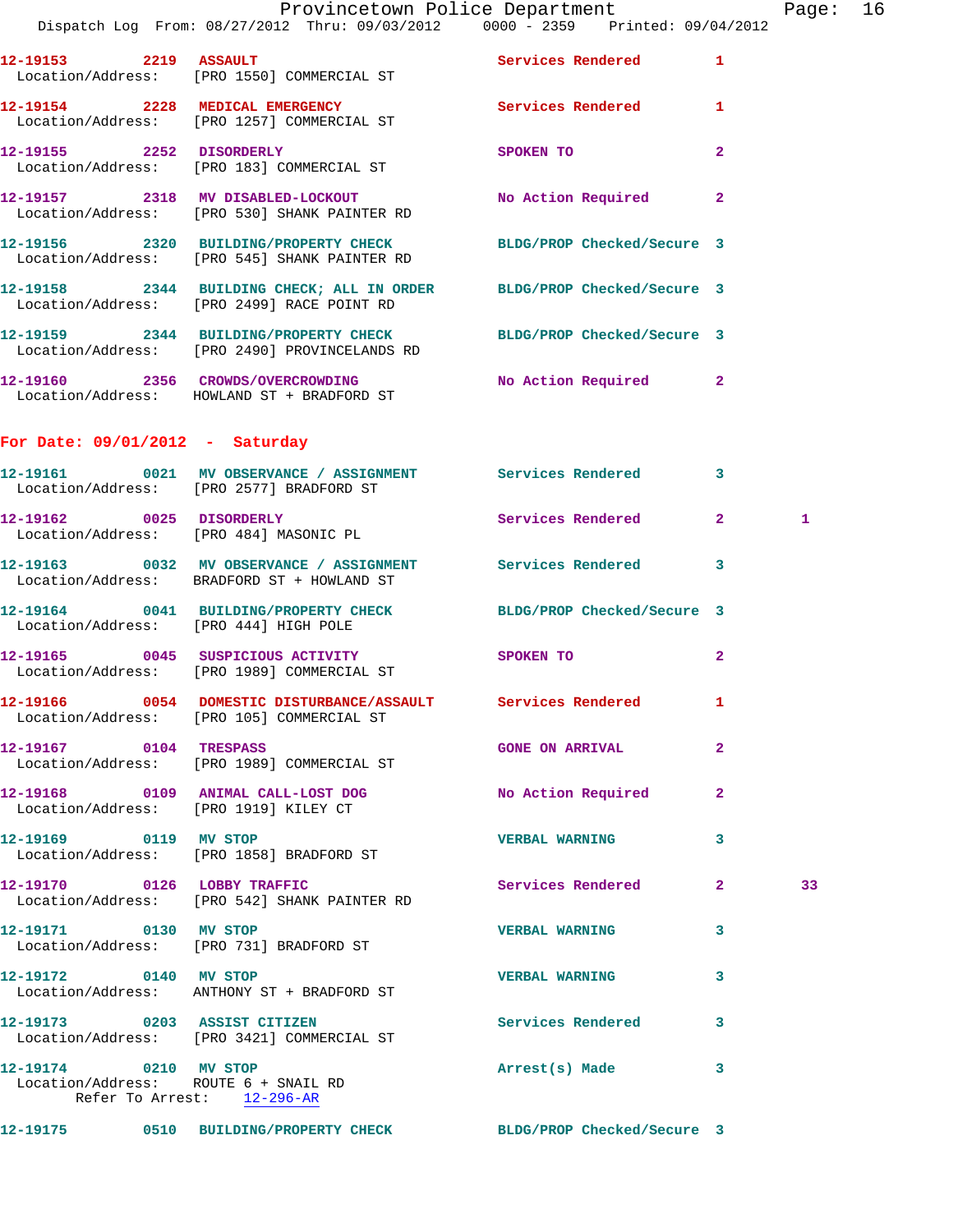12-19153 2219 ASSAULT Services Rendered 1
Location/Address: [PRO 1550] COMMERCIAL ST

12-19154 2228 MEDICAL EMERGENCY Services Rendered 1
Location/Address: [PRO 1257] COMMERCIAL ST

12-19155 2252 DISORDERLY SPOKEN TO 2
Location/Address: [PRO 183] COMMERCIAL ST

12-19157 2318 MV DISABLED-LOCKOUT No Action Required 2
Location/Address: [PRO 530] SHANK PAINTER RD

12-19156 2320 BUILDING/PROPERTY CHECK BLDG/PROP Checked/Secure 3
Location/Address: [PRO 545] SHANK PAINTER RD

12-19158 2344 BUILDING CHECK; ALL IN ORDER BLDG/PROP Checked/Secure 3
Location/Address: [PRO 2499] RACE POINT RD

12-19159 2344 BUILDING/PROPERTY CHECK BLDG/PROP Checked/Secure 3
Location/Address: [PRO 2490] PROVINCELANDS RD

12-19160 2356 CROWDS/OVERCROWDING No Action Required 2
Location/Address: HOWLAND ST + BRADFORD ST

## For Date: 09/01/2012 - Saturday

12-19161 0021 MV OBSERVANCE / ASSIGNMENT Services Rendered 3
Location/Address: [PRO 2577] BRADFORD ST

12-19162 0025 DISORDERLY Services Rendered 2 1
Location/Address: [PRO 484] MASONIC PL

12-19163 0032 MV OBSERVANCE / ASSIGNMENT Services Rendered 3
Location/Address: BRADFORD ST + HOWLAND ST

12-19164 0041 BUILDING/PROPERTY CHECK BLDG/PROP Checked/Secure 3
Location/Address: [PRO 444] HIGH POLE

12-19165 0045 SUSPICIOUS ACTIVITY SPOKEN TO 2
Location/Address: [PRO 1989] COMMERCIAL ST

12-19166 0054 DOMESTIC DISTURBANCE/ASSAULT Services Rendered 1
Location/Address: [PRO 105] COMMERCIAL ST

12-19167 0104 TRESPASS GONE ON ARRIVAL 2
Location/Address: [PRO 1989] COMMERCIAL ST

12-19168 0109 ANIMAL CALL-LOST DOG No Action Required 2
Location/Address: [PRO 1919] KILEY CT

12-19169 0119 MV STOP VERBAL WARNING 3
Location/Address: [PRO 1858] BRADFORD ST

12-19170 0126 LOBBY TRAFFIC Services Rendered 2 33
Location/Address: [PRO 542] SHANK PAINTER RD

12-19171 0130 MV STOP VERBAL WARNING 3
Location/Address: [PRO 731] BRADFORD ST

12-19172 0140 MV STOP VERBAL WARNING 3
Location/Address: ANTHONY ST + BRADFORD ST

12-19173 0203 ASSIST CITIZEN Services Rendered 3
Location/Address: [PRO 3421] COMMERCIAL ST

12-19174 0210 MV STOP Arrest(s) Made 3
Location/Address: ROUTE 6 + SNAIL RD
Refer To Arrest: 12-296-AR

12-19175 0510 BUILDING/PROPERTY CHECK BLDG/PROP Checked/Secure 3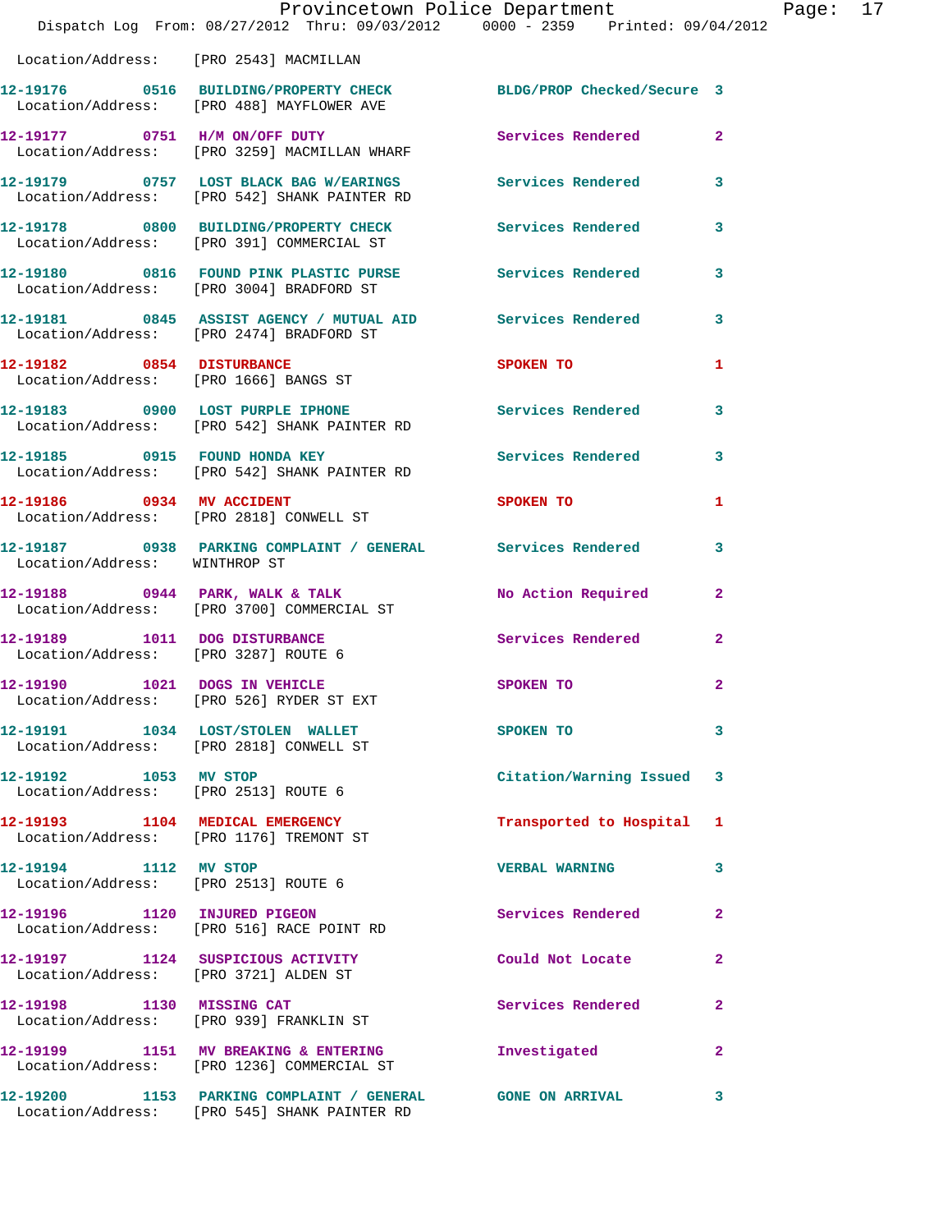Location/Address: [PRO 2543] MACMILLAN

12-19176 0516 BUILDING/PROPERTY CHECK BLDG/PROP Checked/Secure 3
Location/Address: [PRO 488] MAYFLOWER AVE

12-19177 0751 H/M ON/OFF DUTY Services Rendered 2
Location/Address: [PRO 3259] MACMILLAN WHARF

12-19179 0757 LOST BLACK BAG W/EARINGS Services Rendered 3
Location/Address: [PRO 542] SHANK PAINTER RD

12-19178 0800 BUILDING/PROPERTY CHECK Services Rendered 3
Location/Address: [PRO 391] COMMERCIAL ST

12-19180 0816 FOUND PINK PLASTIC PURSE Services Rendered 3
Location/Address: [PRO 3004] BRADFORD ST

12-19181 0845 ASSIST AGENCY / MUTUAL AID Services Rendered 3
Location/Address: [PRO 2474] BRADFORD ST

12-19182 0854 DISTURBANCE SPOKEN TO 1
Location/Address: [PRO 1666] BANGS ST

12-19183 0900 LOST PURPLE IPHONE Services Rendered 3
Location/Address: [PRO 542] SHANK PAINTER RD

12-19185 0915 FOUND HONDA KEY Services Rendered 3
Location/Address: [PRO 542] SHANK PAINTER RD

12-19186 0934 MV ACCIDENT SPOKEN TO 1
Location/Address: [PRO 2818] CONWELL ST

12-19187 0938 PARKING COMPLAINT / GENERAL Services Rendered 3
Location/Address: WINTHROP ST

12-19188 0944 PARK, WALK & TALK No Action Required 2
Location/Address: [PRO 3700] COMMERCIAL ST

12-19189 1011 DOG DISTURBANCE Services Rendered 2
Location/Address: [PRO 3287] ROUTE 6

12-19190 1021 DOGS IN VEHICLE SPOKEN TO 2
Location/Address: [PRO 526] RYDER ST EXT

12-19191 1034 LOST/STOLEN WALLET SPOKEN TO 3
Location/Address: [PRO 2818] CONWELL ST

12-19192 1053 MV STOP Citation/Warning Issued 3
Location/Address: [PRO 2513] ROUTE 6

12-19193 1104 MEDICAL EMERGENCY Transported to Hospital 1
Location/Address: [PRO 1176] TREMONT ST

12-19194 1112 MV STOP VERBAL WARNING 3
Location/Address: [PRO 2513] ROUTE 6

12-19196 1120 INJURED PIGEON Services Rendered 2
Location/Address: [PRO 516] RACE POINT RD

12-19197 1124 SUSPICIOUS ACTIVITY Could Not Locate 2
Location/Address: [PRO 3721] ALDEN ST

12-19198 1130 MISSING CAT Services Rendered 2
Location/Address: [PRO 939] FRANKLIN ST

12-19199 1151 MV BREAKING & ENTERING Investigated 2
Location/Address: [PRO 1236] COMMERCIAL ST

12-19200 1153 PARKING COMPLAINT / GENERAL GONE ON ARRIVAL 3
Location/Address: [PRO 545] SHANK PAINTER RD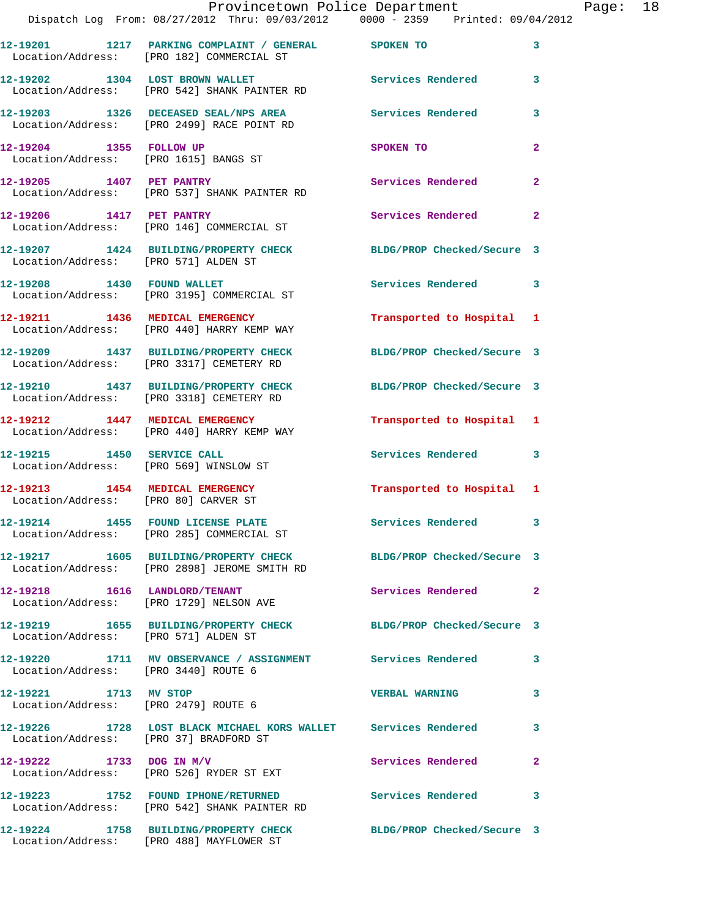12-19201 1217 PARKING COMPLAINT / GENERAL SPOKEN TO 3
Location/Address: [PRO 182] COMMERCIAL ST

12-19202 1304 LOST BROWN WALLET Services Rendered 3
Location/Address: [PRO 542] SHANK PAINTER RD

12-19203 1326 DECEASED SEAL/NPS AREA Services Rendered 3
Location/Address: [PRO 2499] RACE POINT RD

12-19204 1355 FOLLOW UP SPOKEN TO 2
Location/Address: [PRO 1615] BANGS ST

12-19205 1407 PET PANTRY Services Rendered 2
Location/Address: [PRO 537] SHANK PAINTER RD

12-19206 1417 PET PANTRY Services Rendered 2
Location/Address: [PRO 146] COMMERCIAL ST

12-19207 1424 BUILDING/PROPERTY CHECK BLDG/PROP Checked/Secure 3
Location/Address: [PRO 571] ALDEN ST

12-19208 1430 FOUND WALLET Services Rendered 3
Location/Address: [PRO 3195] COMMERCIAL ST

12-19211 1436 MEDICAL EMERGENCY Transported to Hospital 1
Location/Address: [PRO 440] HARRY KEMP WAY

12-19209 1437 BUILDING/PROPERTY CHECK BLDG/PROP Checked/Secure 3
Location/Address: [PRO 3317] CEMETERY RD

12-19210 1437 BUILDING/PROPERTY CHECK BLDG/PROP Checked/Secure 3
Location/Address: [PRO 3318] CEMETERY RD

12-19212 1447 MEDICAL EMERGENCY Transported to Hospital 1
Location/Address: [PRO 440] HARRY KEMP WAY

12-19215 1450 SERVICE CALL Services Rendered 3
Location/Address: [PRO 569] WINSLOW ST

12-19213 1454 MEDICAL EMERGENCY Transported to Hospital 1
Location/Address: [PRO 80] CARVER ST

12-19214 1455 FOUND LICENSE PLATE Services Rendered 3
Location/Address: [PRO 285] COMMERCIAL ST

12-19217 1605 BUILDING/PROPERTY CHECK BLDG/PROP Checked/Secure 3
Location/Address: [PRO 2898] JEROME SMITH RD

12-19218 1616 LANDLORD/TENANT Services Rendered 2
Location/Address: [PRO 1729] NELSON AVE

12-19219 1655 BUILDING/PROPERTY CHECK BLDG/PROP Checked/Secure 3
Location/Address: [PRO 571] ALDEN ST

12-19220 1711 MV OBSERVANCE / ASSIGNMENT Services Rendered 3
Location/Address: [PRO 3440] ROUTE 6

12-19221 1713 MV STOP VERBAL WARNING 3
Location/Address: [PRO 2479] ROUTE 6

12-19226 1728 LOST BLACK MICHAEL KORS WALLET Services Rendered 3
Location/Address: [PRO 37] BRADFORD ST

12-19222 1733 DOG IN M/V Services Rendered 2
Location/Address: [PRO 526] RYDER ST EXT

12-19223 1752 FOUND IPHONE/RETURNED Services Rendered 3
Location/Address: [PRO 542] SHANK PAINTER RD

12-19224 1758 BUILDING/PROPERTY CHECK BLDG/PROP Checked/Secure 3
Location/Address: [PRO 488] MAYFLOWER ST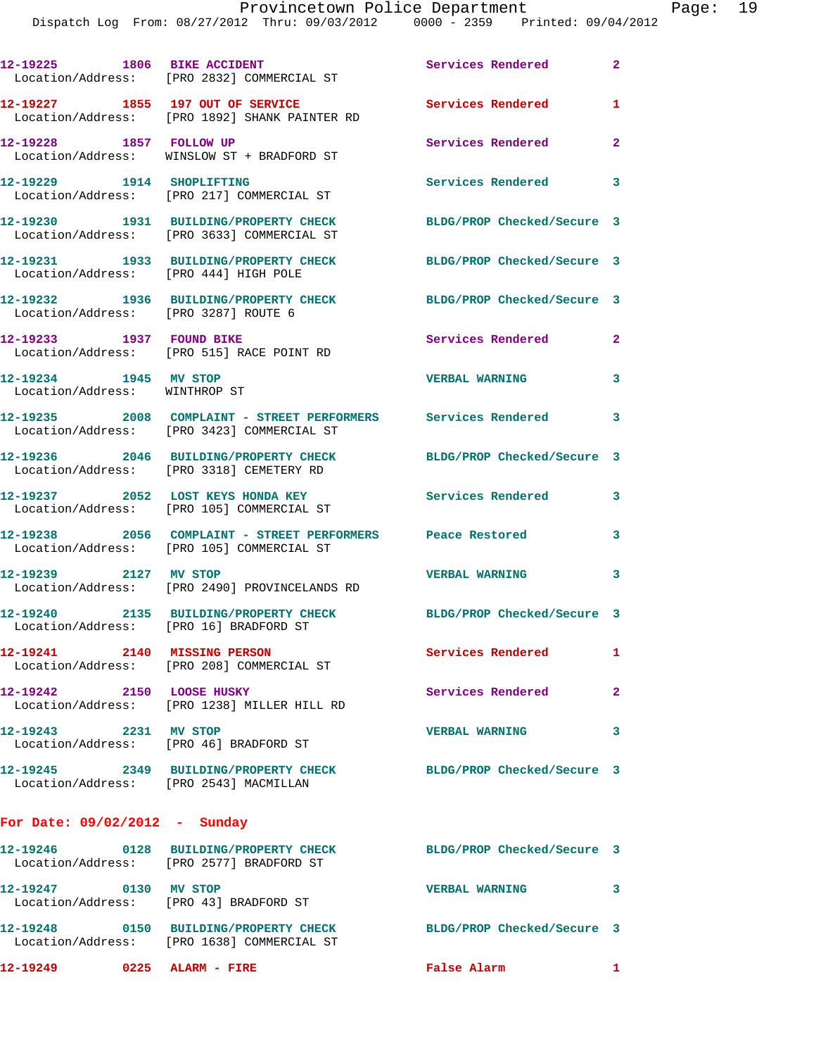12-19225 1806 BIKE ACCIDENT Services Rendered 2
Location/Address: [PRO 2832] COMMERCIAL ST

12-19227 1855 197 OUT OF SERVICE Services Rendered 1
Location/Address: [PRO 1892] SHANK PAINTER RD

12-19228 1857 FOLLOW UP Services Rendered 2
Location/Address: WINSLOW ST + BRADFORD ST

12-19229 1914 SHOPLIFTING Services Rendered 3
Location/Address: [PRO 217] COMMERCIAL ST

12-19230 1931 BUILDING/PROPERTY CHECK BLDG/PROP Checked/Secure 3
Location/Address: [PRO 3633] COMMERCIAL ST

12-19231 1933 BUILDING/PROPERTY CHECK BLDG/PROP Checked/Secure 3
Location/Address: [PRO 444] HIGH POLE

12-19232 1936 BUILDING/PROPERTY CHECK BLDG/PROP Checked/Secure 3
Location/Address: [PRO 3287] ROUTE 6

12-19233 1937 FOUND BIKE Services Rendered 2
Location/Address: [PRO 515] RACE POINT RD

12-19234 1945 MV STOP VERBAL WARNING 3
Location/Address: WINTHROP ST

12-19235 2008 COMPLAINT - STREET PERFORMERS Services Rendered 3
Location/Address: [PRO 3423] COMMERCIAL ST

12-19236 2046 BUILDING/PROPERTY CHECK BLDG/PROP Checked/Secure 3
Location/Address: [PRO 3318] CEMETERY RD

12-19237 2052 LOST KEYS HONDA KEY Services Rendered 3
Location/Address: [PRO 105] COMMERCIAL ST

12-19238 2056 COMPLAINT - STREET PERFORMERS Peace Restored 3
Location/Address: [PRO 105] COMMERCIAL ST

12-19239 2127 MV STOP VERBAL WARNING 3
Location/Address: [PRO 2490] PROVINCELANDS RD

12-19240 2135 BUILDING/PROPERTY CHECK BLDG/PROP Checked/Secure 3
Location/Address: [PRO 16] BRADFORD ST

12-19241 2140 MISSING PERSON Services Rendered 1
Location/Address: [PRO 208] COMMERCIAL ST

12-19242 2150 LOOSE HUSKY Services Rendered 2
Location/Address: [PRO 1238] MILLER HILL RD

12-19243 2231 MV STOP VERBAL WARNING 3
Location/Address: [PRO 46] BRADFORD ST

12-19245 2349 BUILDING/PROPERTY CHECK BLDG/PROP Checked/Secure 3
Location/Address: [PRO 2543] MACMILLAN

## For Date: 09/02/2012 - Sunday

12-19246 0128 BUILDING/PROPERTY CHECK BLDG/PROP Checked/Secure 3
Location/Address: [PRO 2577] BRADFORD ST

12-19247 0130 MV STOP VERBAL WARNING 3
Location/Address: [PRO 43] BRADFORD ST

12-19248 0150 BUILDING/PROPERTY CHECK BLDG/PROP Checked/Secure 3
Location/Address: [PRO 1638] COMMERCIAL ST

12-19249 0225 ALARM - FIRE False Alarm 1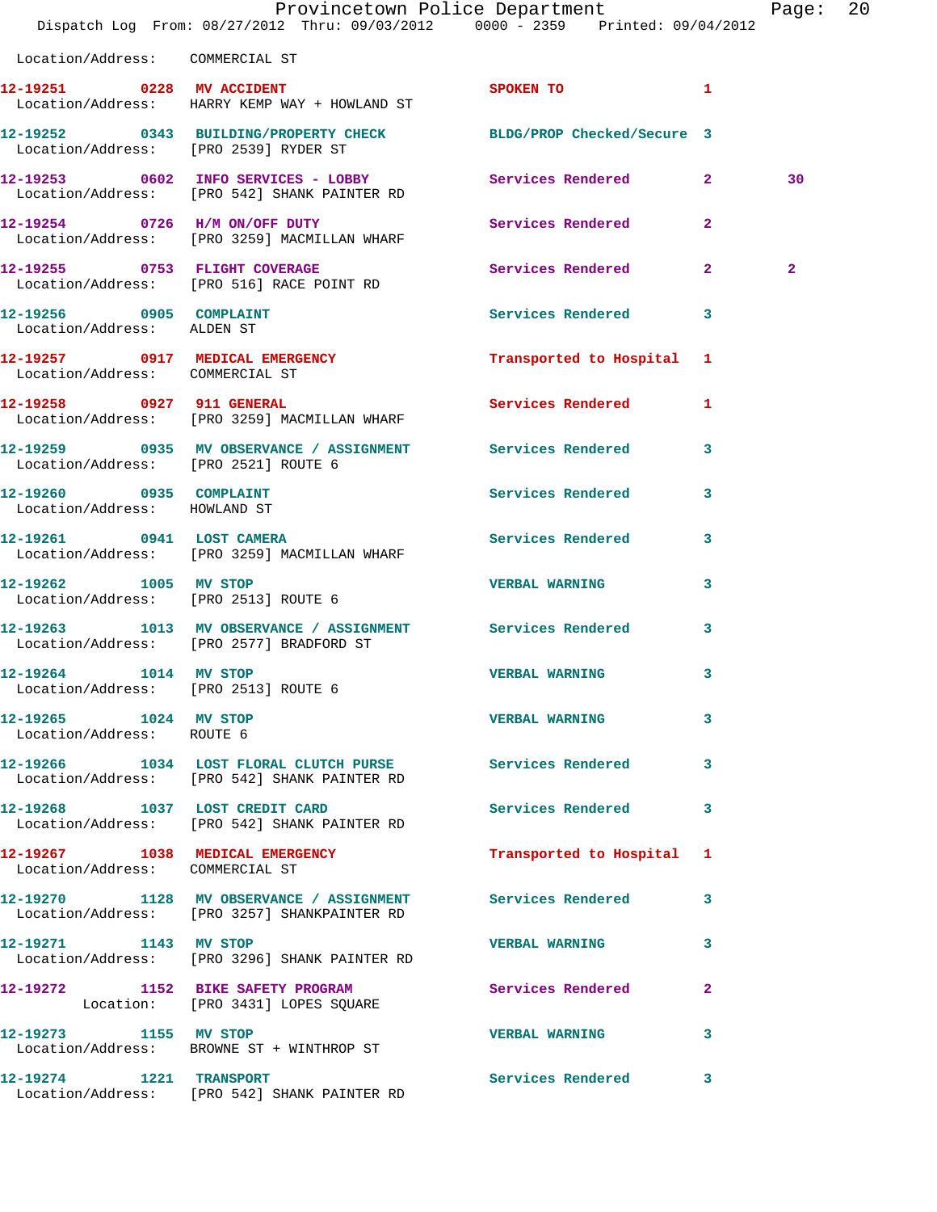Location/Address: COMMERCIAL ST

| Call # | Time | Call Reason | Action | Priority | |
|---|---|---|---|---|---|
| 12-19251 | 0228 | MV ACCIDENT | SPOKEN TO | 1 | |
| | | Location/Address: HARRY KEMP WAY + HOWLAND ST | | | |
| 12-19252 | 0343 | BUILDING/PROPERTY CHECK | BLDG/PROP Checked/Secure | 3 | |
| | | Location/Address: [PRO 2539] RYDER ST | | | |
| 12-19253 | 0602 | INFO SERVICES - LOBBY | Services Rendered | 2 | 30 |
| | | Location/Address: [PRO 542] SHANK PAINTER RD | | | |
| 12-19254 | 0726 | H/M ON/OFF DUTY | Services Rendered | 2 | |
| | | Location/Address: [PRO 3259] MACMILLAN WHARF | | | |
| 12-19255 | 0753 | FLIGHT COVERAGE | Services Rendered | 2 | 2 |
| | | Location/Address: [PRO 516] RACE POINT RD | | | |
| 12-19256 | 0905 | COMPLAINT | Services Rendered | 3 | |
| | | Location/Address: ALDEN ST | | | |
| 12-19257 | 0917 | MEDICAL EMERGENCY | Transported to Hospital | 1 | |
| | | Location/Address: COMMERCIAL ST | | | |
| 12-19258 | 0927 | 911 GENERAL | Services Rendered | 1 | |
| | | Location/Address: [PRO 3259] MACMILLAN WHARF | | | |
| 12-19259 | 0935 | MV OBSERVANCE / ASSIGNMENT | Services Rendered | 3 | |
| | | Location/Address: [PRO 2521] ROUTE 6 | | | |
| 12-19260 | 0935 | COMPLAINT | Services Rendered | 3 | |
| | | Location/Address: HOWLAND ST | | | |
| 12-19261 | 0941 | LOST CAMERA | Services Rendered | 3 | |
| | | Location/Address: [PRO 3259] MACMILLAN WHARF | | | |
| 12-19262 | 1005 | MV STOP | VERBAL WARNING | 3 | |
| | | Location/Address: [PRO 2513] ROUTE 6 | | | |
| 12-19263 | 1013 | MV OBSERVANCE / ASSIGNMENT | Services Rendered | 3 | |
| | | Location/Address: [PRO 2577] BRADFORD ST | | | |
| 12-19264 | 1014 | MV STOP | VERBAL WARNING | 3 | |
| | | Location/Address: [PRO 2513] ROUTE 6 | | | |
| 12-19265 | 1024 | MV STOP | VERBAL WARNING | 3 | |
| | | Location/Address: ROUTE 6 | | | |
| 12-19266 | 1034 | LOST FLORAL CLUTCH PURSE | Services Rendered | 3 | |
| | | Location/Address: [PRO 542] SHANK PAINTER RD | | | |
| 12-19268 | 1037 | LOST CREDIT CARD | Services Rendered | 3 | |
| | | Location/Address: [PRO 542] SHANK PAINTER RD | | | |
| 12-19267 | 1038 | MEDICAL EMERGENCY | Transported to Hospital | 1 | |
| | | Location/Address: COMMERCIAL ST | | | |
| 12-19270 | 1128 | MV OBSERVANCE / ASSIGNMENT | Services Rendered | 3 | |
| | | Location/Address: [PRO 3257] SHANKPAINTER RD | | | |
| 12-19271 | 1143 | MV STOP | VERBAL WARNING | 3 | |
| | | Location/Address: [PRO 3296] SHANK PAINTER RD | | | |
| 12-19272 | 1152 | BIKE SAFETY PROGRAM | Services Rendered | 2 | |
| | | Location: [PRO 3431] LOPES SQUARE | | | |
| 12-19273 | 1155 | MV STOP | VERBAL WARNING | 3 | |
| | | Location/Address: BROWNE ST + WINTHROP ST | | | |
| 12-19274 | 1221 | TRANSPORT | Services Rendered | 3 | |
| | | Location/Address: [PRO 542] SHANK PAINTER RD | | | |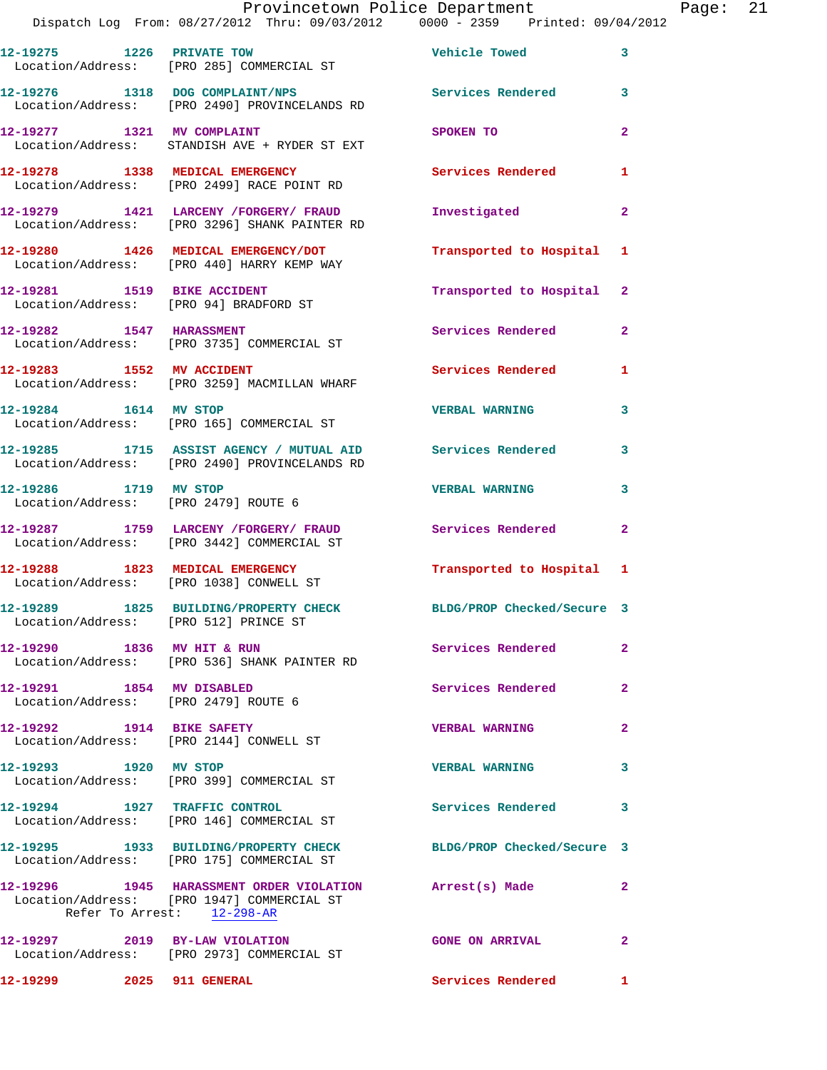12-19275 1226 PRIVATE TOW Vehicle Towed 3
Location/Address: [PRO 285] COMMERCIAL ST

12-19276 1318 DOG COMPLAINT/NPS Services Rendered 3
Location/Address: [PRO 2490] PROVINCELANDS RD

12-19277 1321 MV COMPLAINT SPOKEN TO 2
Location/Address: STANDISH AVE + RYDER ST EXT

12-19278 1338 MEDICAL EMERGENCY Services Rendered 1
Location/Address: [PRO 2499] RACE POINT RD

12-19279 1421 LARCENY /FORGERY/ FRAUD Investigated 2
Location/Address: [PRO 3296] SHANK PAINTER RD

12-19280 1426 MEDICAL EMERGENCY/DOT Transported to Hospital 1
Location/Address: [PRO 440] HARRY KEMP WAY

12-19281 1519 BIKE ACCIDENT Transported to Hospital 2
Location/Address: [PRO 94] BRADFORD ST

12-19282 1547 HARASSMENT Services Rendered 2
Location/Address: [PRO 3735] COMMERCIAL ST

12-19283 1552 MV ACCIDENT Services Rendered 1
Location/Address: [PRO 3259] MACMILLAN WHARF

12-19284 1614 MV STOP VERBAL WARNING 3
Location/Address: [PRO 165] COMMERCIAL ST

12-19285 1715 ASSIST AGENCY / MUTUAL AID Services Rendered 3
Location/Address: [PRO 2490] PROVINCELANDS RD

12-19286 1719 MV STOP VERBAL WARNING 3
Location/Address: [PRO 2479] ROUTE 6

12-19287 1759 LARCENY /FORGERY/ FRAUD Services Rendered 2
Location/Address: [PRO 3442] COMMERCIAL ST

12-19288 1823 MEDICAL EMERGENCY Transported to Hospital 1
Location/Address: [PRO 1038] CONWELL ST

12-19289 1825 BUILDING/PROPERTY CHECK BLDG/PROP Checked/Secure 3
Location/Address: [PRO 512] PRINCE ST

12-19290 1836 MV HIT & RUN Services Rendered 2
Location/Address: [PRO 536] SHANK PAINTER RD

12-19291 1854 MV DISABLED Services Rendered 2
Location/Address: [PRO 2479] ROUTE 6

12-19292 1914 BIKE SAFETY VERBAL WARNING 2
Location/Address: [PRO 2144] CONWELL ST

12-19293 1920 MV STOP VERBAL WARNING 3
Location/Address: [PRO 399] COMMERCIAL ST

12-19294 1927 TRAFFIC CONTROL Services Rendered 3
Location/Address: [PRO 146] COMMERCIAL ST

12-19295 1933 BUILDING/PROPERTY CHECK BLDG/PROP Checked/Secure 3
Location/Address: [PRO 175] COMMERCIAL ST

12-19296 1945 HARASSMENT ORDER VIOLATION Arrest(s) Made 2
Location/Address: [PRO 1947] COMMERCIAL ST
Refer To Arrest: 12-298-AR

12-19297 2019 BY-LAW VIOLATION GONE ON ARRIVAL 2
Location/Address: [PRO 2973] COMMERCIAL ST

12-19299 2025 911 GENERAL Services Rendered 1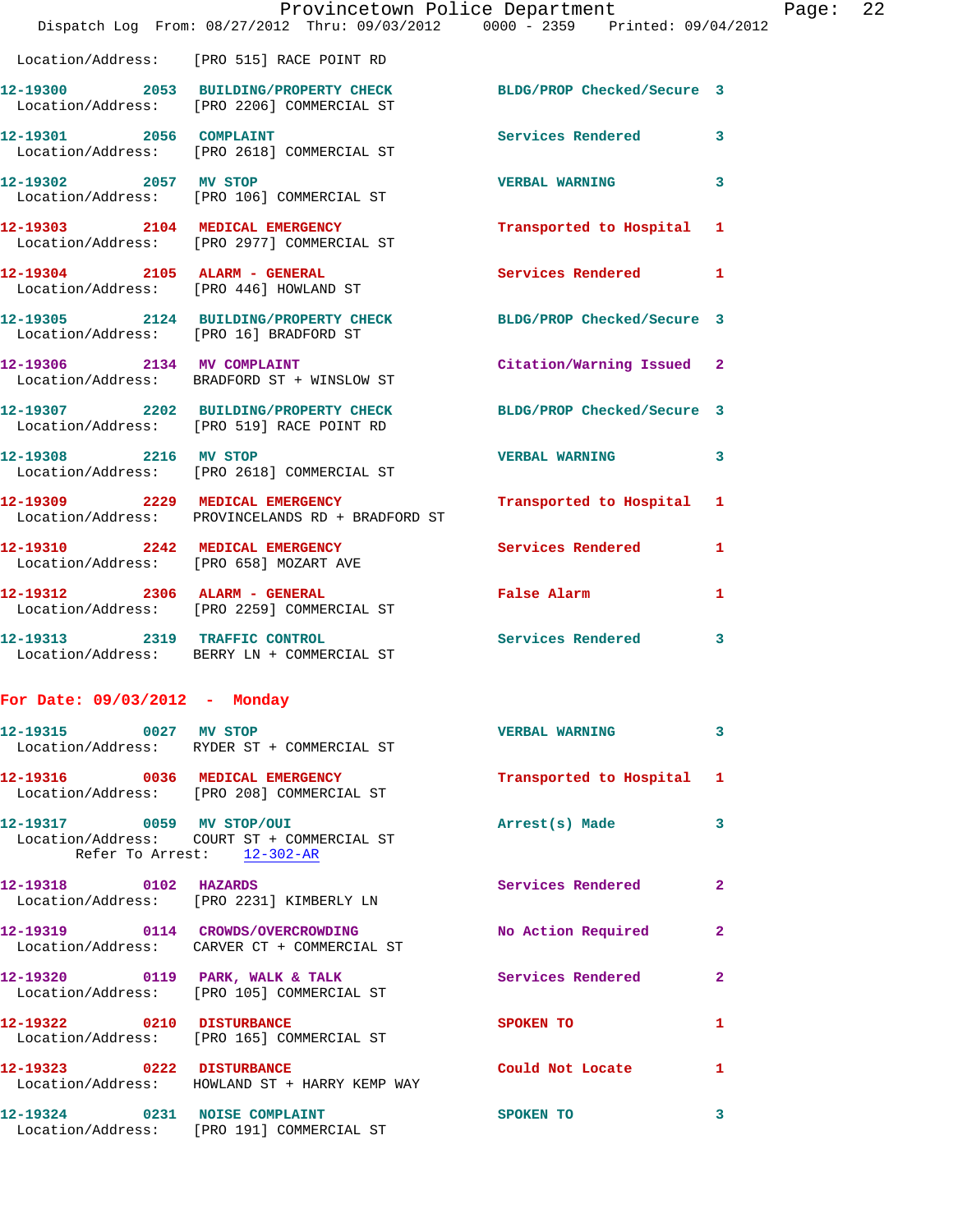Location/Address: [PRO 515] RACE POINT RD

| Call # | Time | Call Type | Disposition | Priority |
|---|---|---|---|---|
| 12-19300 | 2053 | BUILDING/PROPERTY CHECK | BLDG/PROP Checked/Secure | 3 |

Location/Address: [PRO 2206] COMMERCIAL ST

| Call # | Time | Call Type | Disposition | Priority |
|---|---|---|---|---|
| 12-19301 | 2056 | COMPLAINT | Services Rendered | 3 |

Location/Address: [PRO 2618] COMMERCIAL ST

| Call # | Time | Call Type | Disposition | Priority |
|---|---|---|---|---|
| 12-19302 | 2057 | MV STOP | VERBAL WARNING | 3 |

Location/Address: [PRO 106] COMMERCIAL ST

| Call # | Time | Call Type | Disposition | Priority |
|---|---|---|---|---|
| 12-19303 | 2104 | MEDICAL EMERGENCY | Transported to Hospital | 1 |

Location/Address: [PRO 2977] COMMERCIAL ST

| Call # | Time | Call Type | Disposition | Priority |
|---|---|---|---|---|
| 12-19304 | 2105 | ALARM - GENERAL | Services Rendered | 1 |

Location/Address: [PRO 446] HOWLAND ST

| Call # | Time | Call Type | Disposition | Priority |
|---|---|---|---|---|
| 12-19305 | 2124 | BUILDING/PROPERTY CHECK | BLDG/PROP Checked/Secure | 3 |

Location/Address: [PRO 16] BRADFORD ST

| Call # | Time | Call Type | Disposition | Priority |
|---|---|---|---|---|
| 12-19306 | 2134 | MV COMPLAINT | Citation/Warning Issued | 2 |

Location/Address: BRADFORD ST + WINSLOW ST

| Call # | Time | Call Type | Disposition | Priority |
|---|---|---|---|---|
| 12-19307 | 2202 | BUILDING/PROPERTY CHECK | BLDG/PROP Checked/Secure | 3 |

Location/Address: [PRO 519] RACE POINT RD

| Call # | Time | Call Type | Disposition | Priority |
|---|---|---|---|---|
| 12-19308 | 2216 | MV STOP | VERBAL WARNING | 3 |

Location/Address: [PRO 2618] COMMERCIAL ST

| Call # | Time | Call Type | Disposition | Priority |
|---|---|---|---|---|
| 12-19309 | 2229 | MEDICAL EMERGENCY | Transported to Hospital | 1 |

Location/Address: PROVINCELANDS RD + BRADFORD ST

| Call # | Time | Call Type | Disposition | Priority |
|---|---|---|---|---|
| 12-19310 | 2242 | MEDICAL EMERGENCY | Services Rendered | 1 |

Location/Address: [PRO 658] MOZART AVE

| Call # | Time | Call Type | Disposition | Priority |
|---|---|---|---|---|
| 12-19312 | 2306 | ALARM - GENERAL | False Alarm | 1 |

Location/Address: [PRO 2259] COMMERCIAL ST

| Call # | Time | Call Type | Disposition | Priority |
|---|---|---|---|---|
| 12-19313 | 2319 | TRAFFIC CONTROL | Services Rendered | 3 |

Location/Address: BERRY LN + COMMERCIAL ST

## For Date: 09/03/2012 - Monday

| Call # | Time | Call Type | Disposition | Priority |
|---|---|---|---|---|
| 12-19315 | 0027 | MV STOP | VERBAL WARNING | 3 |

Location/Address: RYDER ST + COMMERCIAL ST

| Call # | Time | Call Type | Disposition | Priority |
|---|---|---|---|---|
| 12-19316 | 0036 | MEDICAL EMERGENCY | Transported to Hospital | 1 |

Location/Address: [PRO 208] COMMERCIAL ST

| Call # | Time | Call Type | Disposition | Priority |
|---|---|---|---|---|
| 12-19317 | 0059 | MV STOP/OUI | Arrest(s) Made | 3 |

Location/Address: COURT ST + COMMERCIAL ST
Refer To Arrest: 12-302-AR

| Call # | Time | Call Type | Disposition | Priority |
|---|---|---|---|---|
| 12-19318 | 0102 | HAZARDS | Services Rendered | 2 |

Location/Address: [PRO 2231] KIMBERLY LN

| Call # | Time | Call Type | Disposition | Priority |
|---|---|---|---|---|
| 12-19319 | 0114 | CROWDS/OVERCROWDING | No Action Required | 2 |

Location/Address: CARVER CT + COMMERCIAL ST

| Call # | Time | Call Type | Disposition | Priority |
|---|---|---|---|---|
| 12-19320 | 0119 | PARK, WALK & TALK | Services Rendered | 2 |

Location/Address: [PRO 105] COMMERCIAL ST

| Call # | Time | Call Type | Disposition | Priority |
|---|---|---|---|---|
| 12-19322 | 0210 | DISTURBANCE | SPOKEN TO | 1 |

Location/Address: [PRO 165] COMMERCIAL ST

| Call # | Time | Call Type | Disposition | Priority |
|---|---|---|---|---|
| 12-19323 | 0222 | DISTURBANCE | Could Not Locate | 1 |

Location/Address: HOWLAND ST + HARRY KEMP WAY

| Call # | Time | Call Type | Disposition | Priority |
|---|---|---|---|---|
| 12-19324 | 0231 | NOISE COMPLAINT | SPOKEN TO | 3 |

Location/Address: [PRO 191] COMMERCIAL ST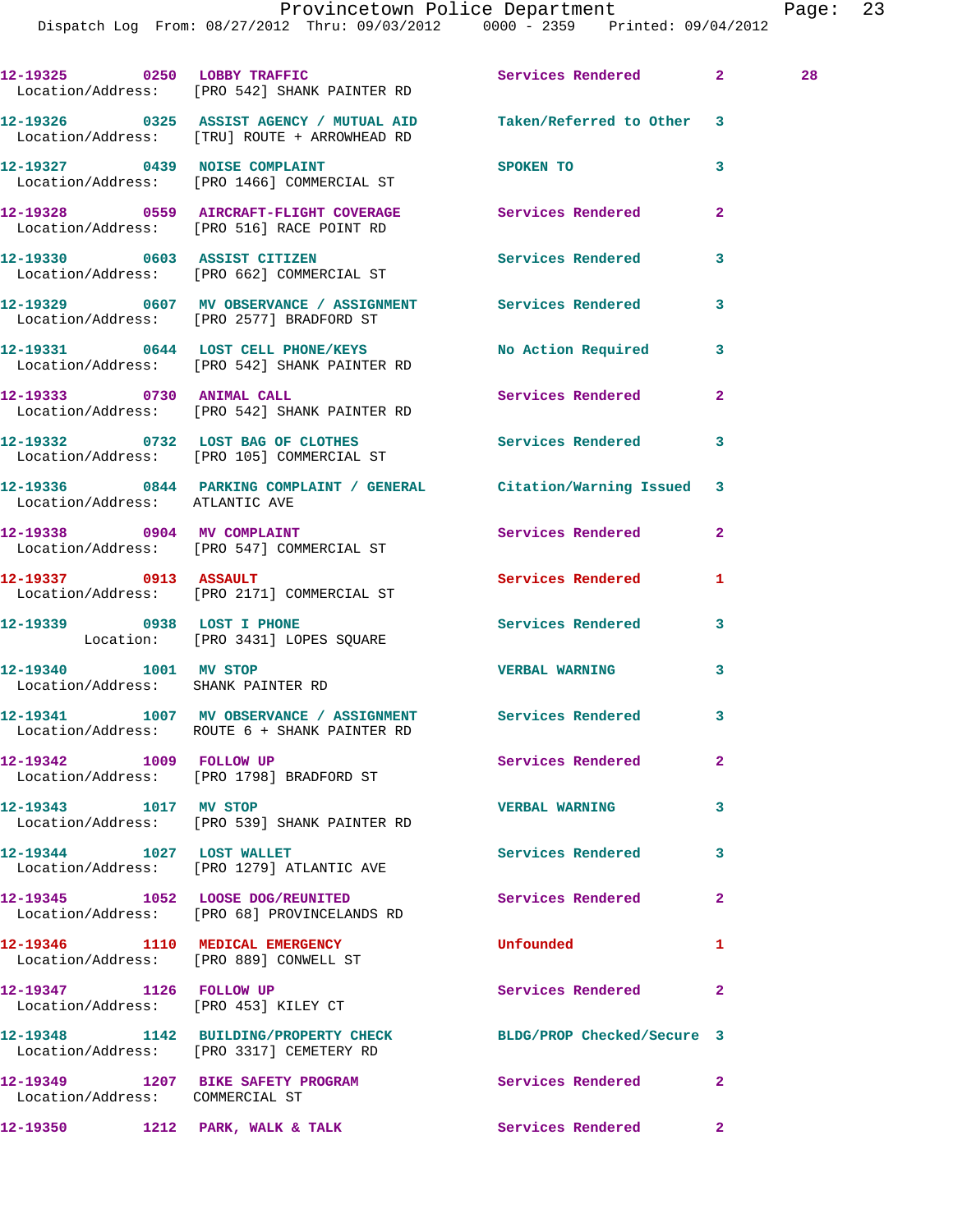12-19325 0250 LOBBY TRAFFIC Services Rendered 2 28
Location/Address: [PRO 542] SHANK PAINTER RD

12-19326 0325 ASSIST AGENCY / MUTUAL AID Taken/Referred to Other 3
Location/Address: [TRU] ROUTE + ARROWHEAD RD

12-19327 0439 NOISE COMPLAINT SPOKEN TO 3
Location/Address: [PRO 1466] COMMERCIAL ST

12-19328 0559 AIRCRAFT-FLIGHT COVERAGE Services Rendered 2
Location/Address: [PRO 516] RACE POINT RD

12-19330 0603 ASSIST CITIZEN Services Rendered 3
Location/Address: [PRO 662] COMMERCIAL ST

12-19329 0607 MV OBSERVANCE / ASSIGNMENT Services Rendered 3
Location/Address: [PRO 2577] BRADFORD ST

12-19331 0644 LOST CELL PHONE/KEYS No Action Required 3
Location/Address: [PRO 542] SHANK PAINTER RD

12-19333 0730 ANIMAL CALL Services Rendered 2
Location/Address: [PRO 542] SHANK PAINTER RD

12-19332 0732 LOST BAG OF CLOTHES Services Rendered 3
Location/Address: [PRO 105] COMMERCIAL ST

12-19336 0844 PARKING COMPLAINT / GENERAL Citation/Warning Issued 3
Location/Address: ATLANTIC AVE

12-19338 0904 MV COMPLAINT Services Rendered 2
Location/Address: [PRO 547] COMMERCIAL ST

12-19337 0913 ASSAULT Services Rendered 1
Location/Address: [PRO 2171] COMMERCIAL ST

12-19339 0938 LOST I PHONE Services Rendered 3
Location: [PRO 3431] LOPES SQUARE

12-19340 1001 MV STOP VERBAL WARNING 3
Location/Address: SHANK PAINTER RD

12-19341 1007 MV OBSERVANCE / ASSIGNMENT Services Rendered 3
Location/Address: ROUTE 6 + SHANK PAINTER RD

12-19342 1009 FOLLOW UP Services Rendered 2
Location/Address: [PRO 1798] BRADFORD ST

12-19343 1017 MV STOP VERBAL WARNING 3
Location/Address: [PRO 539] SHANK PAINTER RD

12-19344 1027 LOST WALLET Services Rendered 3
Location/Address: [PRO 1279] ATLANTIC AVE

12-19345 1052 LOOSE DOG/REUNITED Services Rendered 2
Location/Address: [PRO 68] PROVINCELANDS RD

12-19346 1110 MEDICAL EMERGENCY Unfounded 1
Location/Address: [PRO 889] CONWELL ST

12-19347 1126 FOLLOW UP Services Rendered 2
Location/Address: [PRO 453] KILEY CT

12-19348 1142 BUILDING/PROPERTY CHECK BLDG/PROP Checked/Secure 3
Location/Address: [PRO 3317] CEMETERY RD

12-19349 1207 BIKE SAFETY PROGRAM Services Rendered 2
Location/Address: COMMERCIAL ST

12-19350 1212 PARK, WALK & TALK Services Rendered 2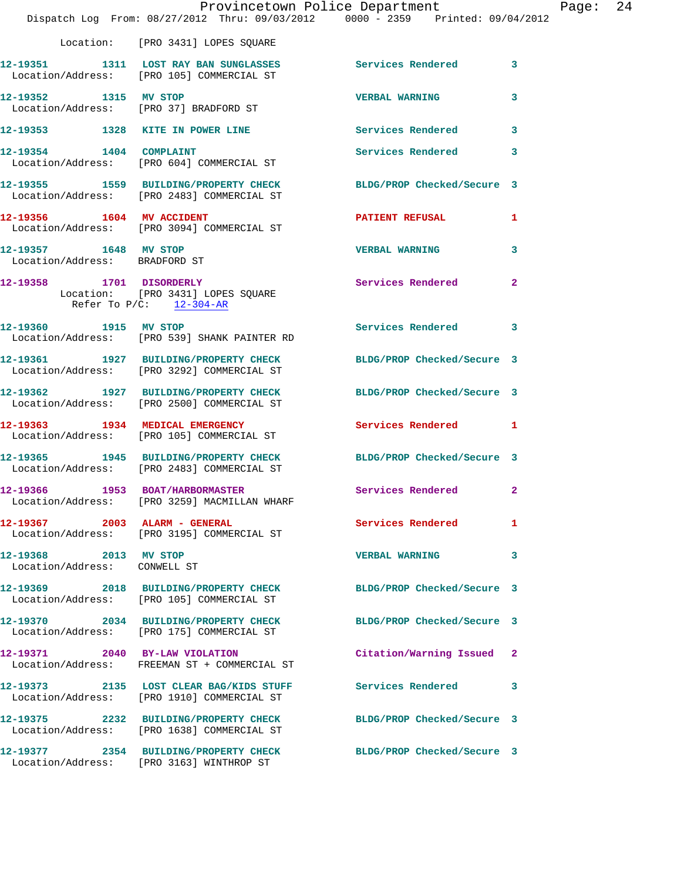Location: [PRO 3431] LOPES SQUARE

**12-19351** 1311 **LOST RAY BAN SUNGLASSES** Services Rendered 3
Location/Address: [PRO 105] COMMERCIAL ST

**12-19352** 1315 **MV STOP** VERBAL WARNING 3
Location/Address: [PRO 37] BRADFORD ST

**12-19353** 1328 **KITE IN POWER LINE** Services Rendered 3

**12-19354** 1404 **COMPLAINT** Services Rendered 3
Location/Address: [PRO 604] COMMERCIAL ST

**12-19355** 1559 **BUILDING/PROPERTY CHECK** BLDG/PROP Checked/Secure 3
Location/Address: [PRO 2483] COMMERCIAL ST

**12-19356** 1604 **MV ACCIDENT** PATIENT REFUSAL 1
Location/Address: [PRO 3094] COMMERCIAL ST

**12-19357** 1648 **MV STOP** VERBAL WARNING 3
Location/Address: BRADFORD ST

**12-19358** 1701 **DISORDERLY** Services Rendered 2
Location: [PRO 3431] LOPES SQUARE
Refer To P/C: 12-304-AR

**12-19360** 1915 **MV STOP** Services Rendered 3
Location/Address: [PRO 539] SHANK PAINTER RD

**12-19361** 1927 **BUILDING/PROPERTY CHECK** BLDG/PROP Checked/Secure 3
Location/Address: [PRO 3292] COMMERCIAL ST

**12-19362** 1927 **BUILDING/PROPERTY CHECK** BLDG/PROP Checked/Secure 3
Location/Address: [PRO 2500] COMMERCIAL ST

**12-19363** 1934 **MEDICAL EMERGENCY** Services Rendered 1
Location/Address: [PRO 105] COMMERCIAL ST

**12-19365** 1945 **BUILDING/PROPERTY CHECK** BLDG/PROP Checked/Secure 3
Location/Address: [PRO 2483] COMMERCIAL ST

**12-19366** 1953 **BOAT/HARBORMASTER** Services Rendered 2
Location/Address: [PRO 3259] MACMILLAN WHARF

**12-19367** 2003 **ALARM - GENERAL** Services Rendered 1
Location/Address: [PRO 3195] COMMERCIAL ST

**12-19368** 2013 **MV STOP** VERBAL WARNING 3
Location/Address: CONWELL ST

**12-19369** 2018 **BUILDING/PROPERTY CHECK** BLDG/PROP Checked/Secure 3
Location/Address: [PRO 105] COMMERCIAL ST

**12-19370** 2034 **BUILDING/PROPERTY CHECK** BLDG/PROP Checked/Secure 3
Location/Address: [PRO 175] COMMERCIAL ST

**12-19371** 2040 **BY-LAW VIOLATION** Citation/Warning Issued 2
Location/Address: FREEMAN ST + COMMERCIAL ST

**12-19373** 2135 **LOST CLEAR BAG/KIDS STUFF** Services Rendered 3
Location/Address: [PRO 1910] COMMERCIAL ST

**12-19375** 2232 **BUILDING/PROPERTY CHECK** BLDG/PROP Checked/Secure 3
Location/Address: [PRO 1638] COMMERCIAL ST

**12-19377** 2354 **BUILDING/PROPERTY CHECK** BLDG/PROP Checked/Secure 3
Location/Address: [PRO 3163] WINTHROP ST